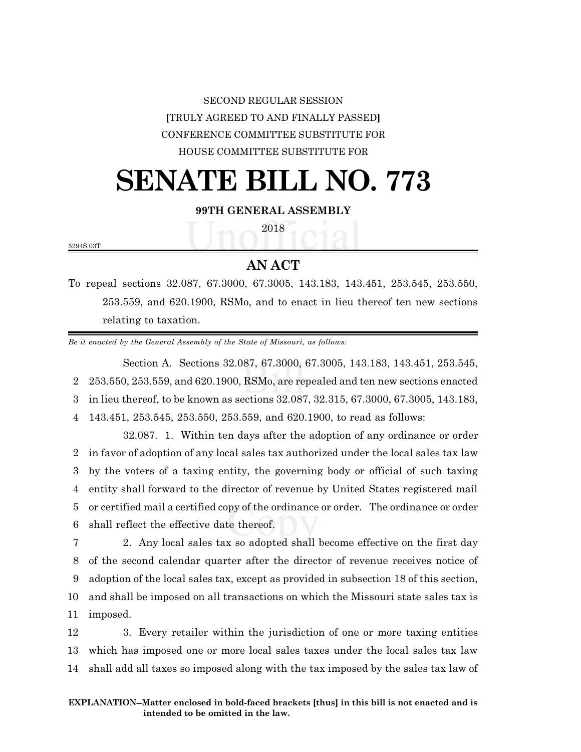SECOND REGULAR SESSION

[TRULY AGREED TO AND FINALLY PASSED]

CONFERENCE COMMITTEE SUBSTITUTE FOR

HOUSE COMMITTEE SUBSTITUTE FOR

# SENATE BILL NO. 773

**99TH GENERAL ASSEMBLY**

2018

5294S.03T

## AN ACT

To repeal sections 32.087, 67.3000, 67.3005, 143.183, 143.451, 253.545, 253.550, 253.559, and 620.1900, RSMo, and to enact in lieu thereof ten new sections relating to taxation.

*Be it enacted by the General Assembly of the State of Missouri, as follows:*

Section A. Sections 32.087, 67.3000, 67.3005, 143.183, 143.451, 253.545, 253.550, 253.559, and 620.1900, RSMo, are repealed and ten new sections enacted in lieu thereof, to be known as sections 32.087, 32.315, 67.3000, 67.3005, 143.183, 143.451, 253.545, 253.550, 253.559, and 620.1900, to read as follows:

32.087. 1. Within ten days after the adoption of any ordinance or order in favor of adoption of any local sales tax authorized under the local sales tax law by the voters of a taxing entity, the governing body or official of such taxing entity shall forward to the director of revenue by United States registered mail or certified mail a certified copy of the ordinance or order. The ordinance or order shall reflect the effective date thereof.

2. Any local sales tax so adopted shall become effective on the first day of the second calendar quarter after the director of revenue receives notice of adoption of the local sales tax, except as provided in subsection 18 of this section, and shall be imposed on all transactions on which the Missouri state sales tax is imposed.

3. Every retailer within the jurisdiction of one or more taxing entities which has imposed one or more local sales taxes under the local sales tax law shall add all taxes so imposed along with the tax imposed by the sales tax law of

**EXPLANATION–Matter enclosed in bold-faced brackets [thus] in this bill is not enacted and is intended to be omitted in the law.**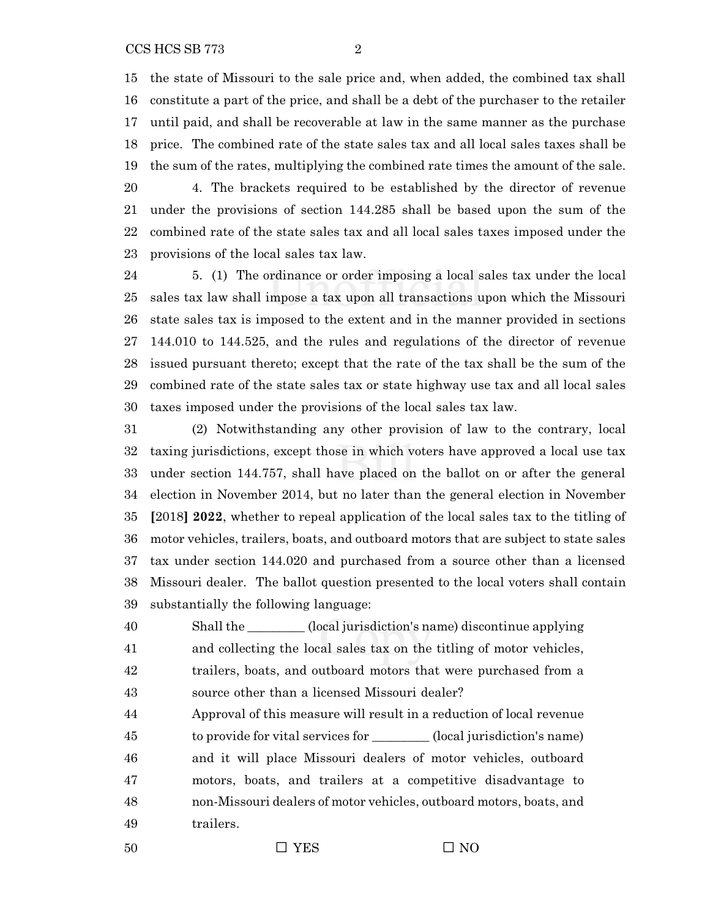the state of Missouri to the sale price and, when added, the combined tax shall constitute a part of the price, and shall be a debt of the purchaser to the retailer until paid, and shall be recoverable at law in the same manner as the purchase price. The combined rate of the state sales tax and all local sales taxes shall be the sum of the rates, multiplying the combined rate times the amount of the sale.

4. The brackets required to be established by the director of revenue under the provisions of section 144.285 shall be based upon the sum of the combined rate of the state sales tax and all local sales taxes imposed under the provisions of the local sales tax law.

5. (1) The ordinance or order imposing a local sales tax under the local sales tax law shall impose a tax upon all transactions upon which the Missouri state sales tax is imposed to the extent and in the manner provided in sections 144.010 to 144.525, and the rules and regulations of the director of revenue issued pursuant thereto; except that the rate of the tax shall be the sum of the combined rate of the state sales tax or state highway use tax and all local sales taxes imposed under the provisions of the local sales tax law.

(2) Notwithstanding any other provision of law to the contrary, local taxing jurisdictions, except those in which voters have approved a local use tax under section 144.757, shall have placed on the ballot on or after the general election in November 2014, but no later than the general election in November **[**2018**] 2022**, whether to repeal application of the local sales tax to the titling of motor vehicles, trailers, boats, and outboard motors that are subject to state sales tax under section 144.020 and purchased from a source other than a licensed Missouri dealer. The ballot question presented to the local voters shall contain substantially the following language:

> Shall the _________ (local jurisdiction's name) discontinue applying and collecting the local sales tax on the titling of motor vehicles, trailers, boats, and outboard motors that were purchased from a source other than a licensed Missouri dealer?
>
> Approval of this measure will result in a reduction of local revenue to provide for vital services for _________ (local jurisdiction's name) and it will place Missouri dealers of motor vehicles, outboard motors, boats, and trailers at a competitive disadvantage to non-Missouri dealers of motor vehicles, outboard motors, boats, and trailers.

☐ YES ☐ NO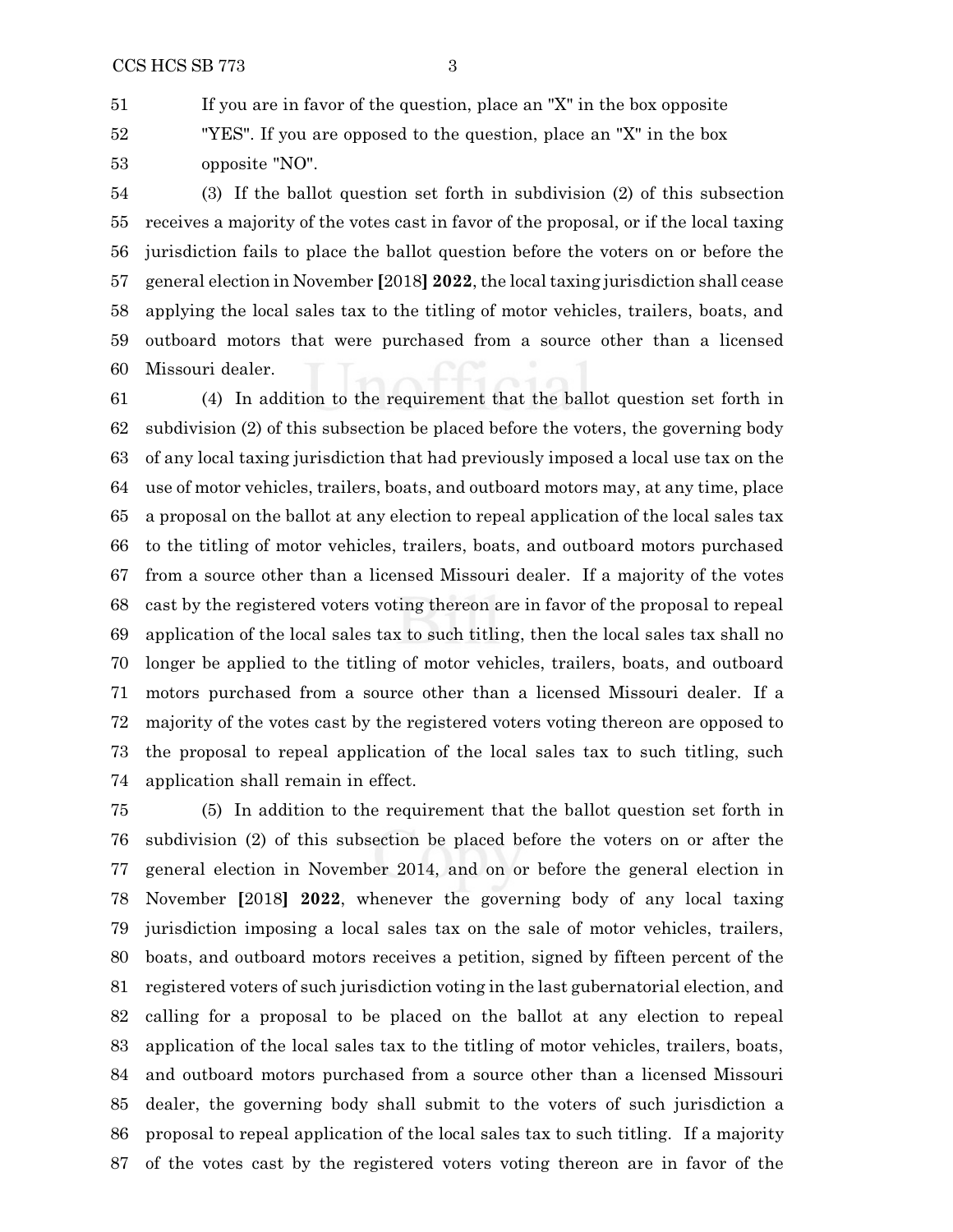If you are in favor of the question, place an "X" in the box opposite "YES". If you are opposed to the question, place an "X" in the box opposite "NO".

(3) If the ballot question set forth in subdivision (2) of this subsection receives a majority of the votes cast in favor of the proposal, or if the local taxing jurisdiction fails to place the ballot question before the voters on or before the general election in November [2018] **2022**, the local taxing jurisdiction shall cease applying the local sales tax to the titling of motor vehicles, trailers, boats, and outboard motors that were purchased from a source other than a licensed Missouri dealer.

(4) In addition to the requirement that the ballot question set forth in subdivision (2) of this subsection be placed before the voters, the governing body of any local taxing jurisdiction that had previously imposed a local use tax on the use of motor vehicles, trailers, boats, and outboard motors may, at any time, place a proposal on the ballot at any election to repeal application of the local sales tax to the titling of motor vehicles, trailers, boats, and outboard motors purchased from a source other than a licensed Missouri dealer. If a majority of the votes cast by the registered voters voting thereon are in favor of the proposal to repeal application of the local sales tax to such titling, then the local sales tax shall no longer be applied to the titling of motor vehicles, trailers, boats, and outboard motors purchased from a source other than a licensed Missouri dealer. If a majority of the votes cast by the registered voters voting thereon are opposed to the proposal to repeal application of the local sales tax to such titling, such application shall remain in effect.

(5) In addition to the requirement that the ballot question set forth in subdivision (2) of this subsection be placed before the voters on or after the general election in November 2014, and on or before the general election in November [2018] **2022**, whenever the governing body of any local taxing jurisdiction imposing a local sales tax on the sale of motor vehicles, trailers, boats, and outboard motors receives a petition, signed by fifteen percent of the registered voters of such jurisdiction voting in the last gubernatorial election, and calling for a proposal to be placed on the ballot at any election to repeal application of the local sales tax to the titling of motor vehicles, trailers, boats, and outboard motors purchased from a source other than a licensed Missouri dealer, the governing body shall submit to the voters of such jurisdiction a proposal to repeal application of the local sales tax to such titling. If a majority of the votes cast by the registered voters voting thereon are in favor of the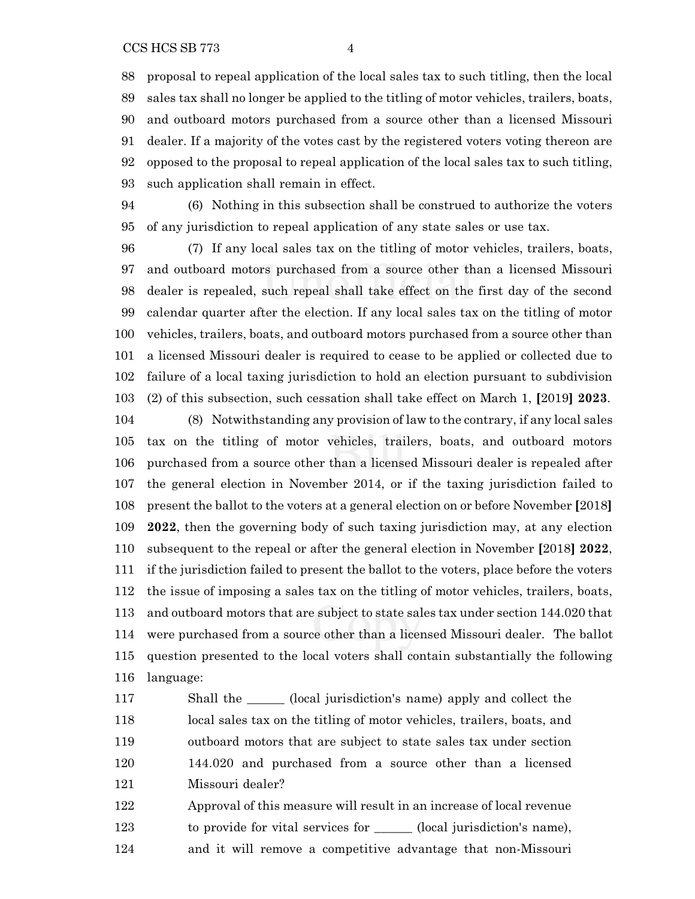proposal to repeal application of the local sales tax to such titling, then the local sales tax shall no longer be applied to the titling of motor vehicles, trailers, boats, and outboard motors purchased from a source other than a licensed Missouri dealer. If a majority of the votes cast by the registered voters voting thereon are opposed to the proposal to repeal application of the local sales tax to such titling, such application shall remain in effect.

(6) Nothing in this subsection shall be construed to authorize the voters of any jurisdiction to repeal application of any state sales or use tax.

(7) If any local sales tax on the titling of motor vehicles, trailers, boats, and outboard motors purchased from a source other than a licensed Missouri dealer is repealed, such repeal shall take effect on the first day of the second calendar quarter after the election. If any local sales tax on the titling of motor vehicles, trailers, boats, and outboard motors purchased from a source other than a licensed Missouri dealer is required to cease to be applied or collected due to failure of a local taxing jurisdiction to hold an election pursuant to subdivision (2) of this subsection, such cessation shall take effect on March 1, **[**2019**]** **2023**.

(8) Notwithstanding any provision of law to the contrary, if any local sales tax on the titling of motor vehicles, trailers, boats, and outboard motors purchased from a source other than a licensed Missouri dealer is repealed after the general election in November 2014, or if the taxing jurisdiction failed to present the ballot to the voters at a general election on or before November **[**2018**]** **2022**, then the governing body of such taxing jurisdiction may, at any election subsequent to the repeal or after the general election in November **[**2018**]** **2022**, if the jurisdiction failed to present the ballot to the voters, place before the voters the issue of imposing a sales tax on the titling of motor vehicles, trailers, boats, and outboard motors that are subject to state sales tax under section 144.020 that were purchased from a source other than a licensed Missouri dealer. The ballot question presented to the local voters shall contain substantially the following language:

> Shall the ______ (local jurisdiction's name) apply and collect the local sales tax on the titling of motor vehicles, trailers, boats, and outboard motors that are subject to state sales tax under section 144.020 and purchased from a source other than a licensed Missouri dealer?
>
> Approval of this measure will result in an increase of local revenue to provide for vital services for ______ (local jurisdiction's name), and it will remove a competitive advantage that non-Missouri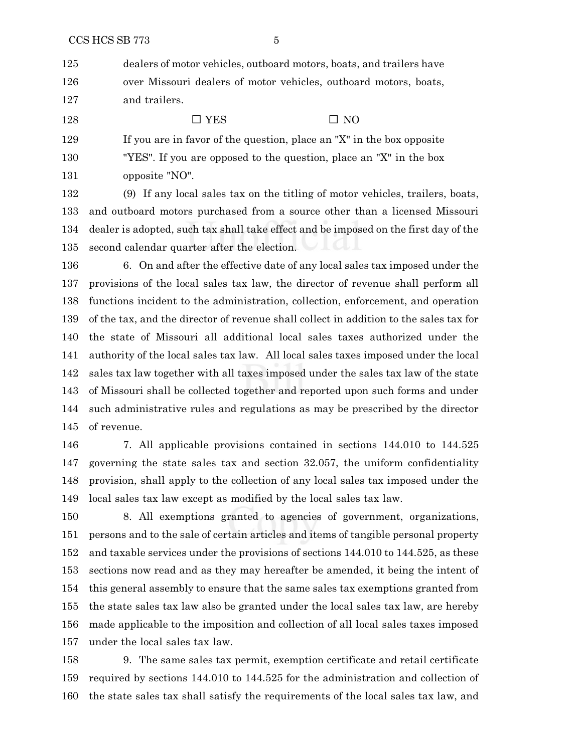dealers of motor vehicles, outboard motors, boats, and trailers have over Missouri dealers of motor vehicles, outboard motors, boats, and trailers.

☐ YES ☐ NO

If you are in favor of the question, place an "X" in the box opposite "YES". If you are opposed to the question, place an "X" in the box opposite "NO".

(9) If any local sales tax on the titling of motor vehicles, trailers, boats, and outboard motors purchased from a source other than a licensed Missouri dealer is adopted, such tax shall take effect and be imposed on the first day of the second calendar quarter after the election.

6. On and after the effective date of any local sales tax imposed under the provisions of the local sales tax law, the director of revenue shall perform all functions incident to the administration, collection, enforcement, and operation of the tax, and the director of revenue shall collect in addition to the sales tax for the state of Missouri all additional local sales taxes authorized under the authority of the local sales tax law. All local sales taxes imposed under the local sales tax law together with all taxes imposed under the sales tax law of the state of Missouri shall be collected together and reported upon such forms and under such administrative rules and regulations as may be prescribed by the director of revenue.

7. All applicable provisions contained in sections 144.010 to 144.525 governing the state sales tax and section 32.057, the uniform confidentiality provision, shall apply to the collection of any local sales tax imposed under the local sales tax law except as modified by the local sales tax law.

8. All exemptions granted to agencies of government, organizations, persons and to the sale of certain articles and items of tangible personal property and taxable services under the provisions of sections 144.010 to 144.525, as these sections now read and as they may hereafter be amended, it being the intent of this general assembly to ensure that the same sales tax exemptions granted from the state sales tax law also be granted under the local sales tax law, are hereby made applicable to the imposition and collection of all local sales taxes imposed under the local sales tax law.

9. The same sales tax permit, exemption certificate and retail certificate required by sections 144.010 to 144.525 for the administration and collection of the state sales tax shall satisfy the requirements of the local sales tax law, and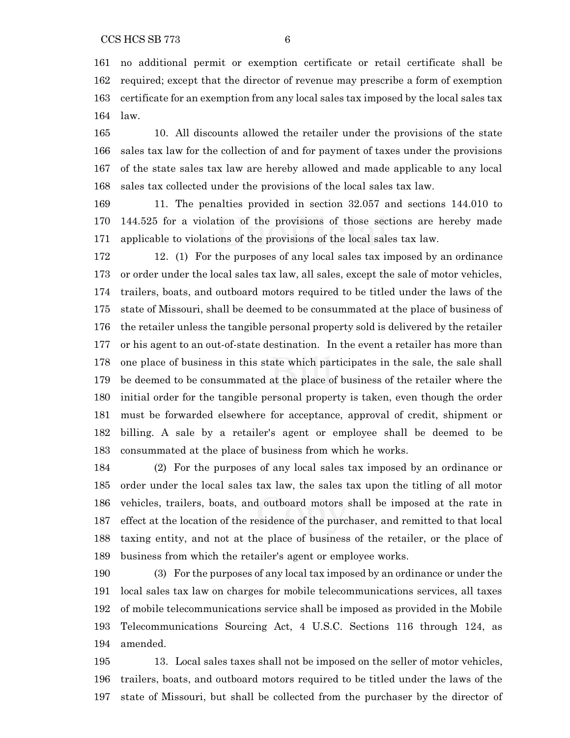no additional permit or exemption certificate or retail certificate shall be required; except that the director of revenue may prescribe a form of exemption certificate for an exemption from any local sales tax imposed by the local sales tax law.

10. All discounts allowed the retailer under the provisions of the state sales tax law for the collection of and for payment of taxes under the provisions of the state sales tax law are hereby allowed and made applicable to any local sales tax collected under the provisions of the local sales tax law.

11. The penalties provided in section 32.057 and sections 144.010 to 144.525 for a violation of the provisions of those sections are hereby made applicable to violations of the provisions of the local sales tax law.

12. (1) For the purposes of any local sales tax imposed by an ordinance or order under the local sales tax law, all sales, except the sale of motor vehicles, trailers, boats, and outboard motors required to be titled under the laws of the state of Missouri, shall be deemed to be consummated at the place of business of the retailer unless the tangible personal property sold is delivered by the retailer or his agent to an out-of-state destination. In the event a retailer has more than one place of business in this state which participates in the sale, the sale shall be deemed to be consummated at the place of business of the retailer where the initial order for the tangible personal property is taken, even though the order must be forwarded elsewhere for acceptance, approval of credit, shipment or billing. A sale by a retailer's agent or employee shall be deemed to be consummated at the place of business from which he works.

(2) For the purposes of any local sales tax imposed by an ordinance or order under the local sales tax law, the sales tax upon the titling of all motor vehicles, trailers, boats, and outboard motors shall be imposed at the rate in effect at the location of the residence of the purchaser, and remitted to that local taxing entity, and not at the place of business of the retailer, or the place of business from which the retailer's agent or employee works.

(3) For the purposes of any local tax imposed by an ordinance or under the local sales tax law on charges for mobile telecommunications services, all taxes of mobile telecommunications service shall be imposed as provided in the Mobile Telecommunications Sourcing Act, 4 U.S.C. Sections 116 through 124, as amended.

13. Local sales taxes shall not be imposed on the seller of motor vehicles, trailers, boats, and outboard motors required to be titled under the laws of the state of Missouri, but shall be collected from the purchaser by the director of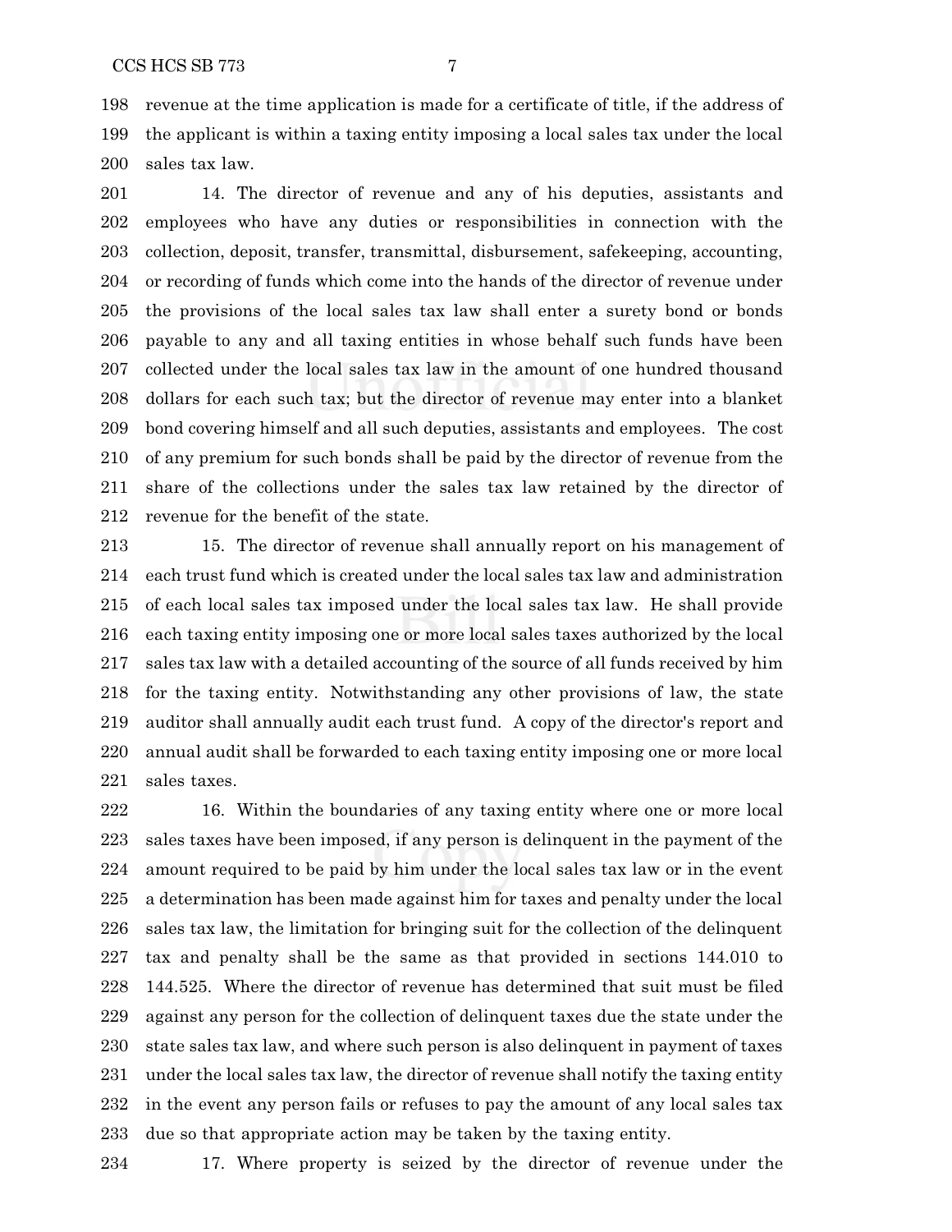revenue at the time application is made for a certificate of title, if the address of the applicant is within a taxing entity imposing a local sales tax under the local sales tax law.

14. The director of revenue and any of his deputies, assistants and employees who have any duties or responsibilities in connection with the collection, deposit, transfer, transmittal, disbursement, safekeeping, accounting, or recording of funds which come into the hands of the director of revenue under the provisions of the local sales tax law shall enter a surety bond or bonds payable to any and all taxing entities in whose behalf such funds have been collected under the local sales tax law in the amount of one hundred thousand dollars for each such tax; but the director of revenue may enter into a blanket bond covering himself and all such deputies, assistants and employees. The cost of any premium for such bonds shall be paid by the director of revenue from the share of the collections under the sales tax law retained by the director of revenue for the benefit of the state.

15. The director of revenue shall annually report on his management of each trust fund which is created under the local sales tax law and administration of each local sales tax imposed under the local sales tax law. He shall provide each taxing entity imposing one or more local sales taxes authorized by the local sales tax law with a detailed accounting of the source of all funds received by him for the taxing entity. Notwithstanding any other provisions of law, the state auditor shall annually audit each trust fund. A copy of the director's report and annual audit shall be forwarded to each taxing entity imposing one or more local sales taxes.

16. Within the boundaries of any taxing entity where one or more local sales taxes have been imposed, if any person is delinquent in the payment of the amount required to be paid by him under the local sales tax law or in the event a determination has been made against him for taxes and penalty under the local sales tax law, the limitation for bringing suit for the collection of the delinquent tax and penalty shall be the same as that provided in sections 144.010 to 144.525. Where the director of revenue has determined that suit must be filed against any person for the collection of delinquent taxes due the state under the state sales tax law, and where such person is also delinquent in payment of taxes under the local sales tax law, the director of revenue shall notify the taxing entity in the event any person fails or refuses to pay the amount of any local sales tax due so that appropriate action may be taken by the taxing entity.

17. Where property is seized by the director of revenue under the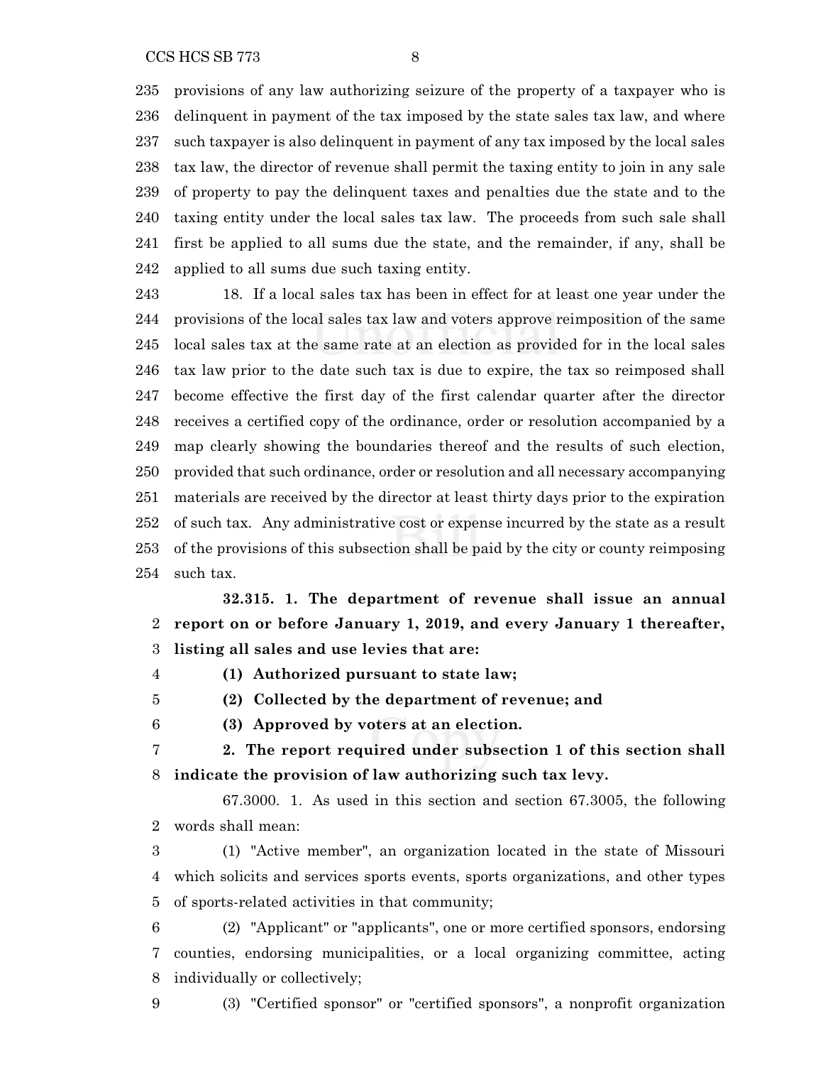provisions of any law authorizing seizure of the property of a taxpayer who is delinquent in payment of the tax imposed by the state sales tax law, and where such taxpayer is also delinquent in payment of any tax imposed by the local sales tax law, the director of revenue shall permit the taxing entity to join in any sale of property to pay the delinquent taxes and penalties due the state and to the taxing entity under the local sales tax law. The proceeds from such sale shall first be applied to all sums due the state, and the remainder, if any, shall be applied to all sums due such taxing entity.

18. If a local sales tax has been in effect for at least one year under the provisions of the local sales tax law and voters approve reimposition of the same local sales tax at the same rate at an election as provided for in the local sales tax law prior to the date such tax is due to expire, the tax so reimposed shall become effective the first day of the first calendar quarter after the director receives a certified copy of the ordinance, order or resolution accompanied by a map clearly showing the boundaries thereof and the results of such election, provided that such ordinance, order or resolution and all necessary accompanying materials are received by the director at least thirty days prior to the expiration of such tax. Any administrative cost or expense incurred by the state as a result of the provisions of this subsection shall be paid by the city or county reimposing such tax.

**32.315. 1. The department of revenue shall issue an annual report on or before January 1, 2019, and every January 1 thereafter, listing all sales and use levies that are:**

**(1) Authorized pursuant to state law;**

**(2) Collected by the department of revenue; and**

**(3) Approved by voters at an election.**

**2. The report required under subsection 1 of this section shall indicate the provision of law authorizing such tax levy.**

67.3000. 1. As used in this section and section 67.3005, the following words shall mean:

(1) "Active member", an organization located in the state of Missouri which solicits and services sports events, sports organizations, and other types of sports-related activities in that community;

(2) "Applicant" or "applicants", one or more certified sponsors, endorsing counties, endorsing municipalities, or a local organizing committee, acting individually or collectively;

(3) "Certified sponsor" or "certified sponsors", a nonprofit organization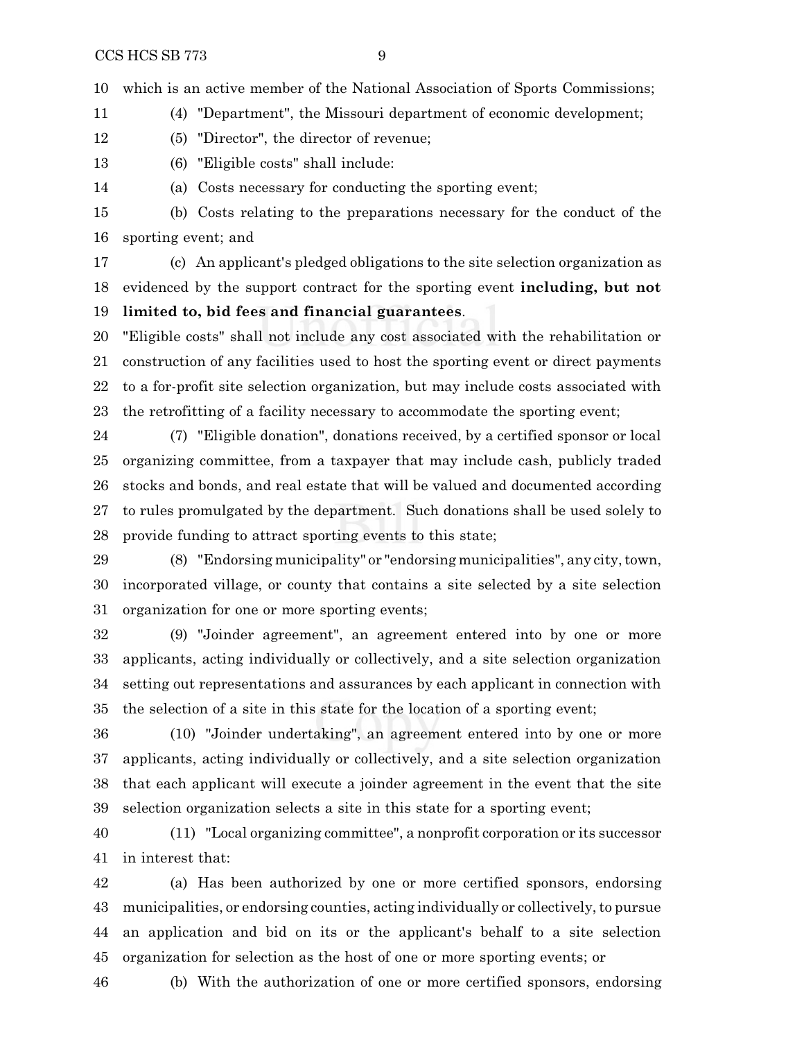which is an active member of the National Association of Sports Commissions;

(4) "Department", the Missouri department of economic development;

(5) "Director", the director of revenue;

(6) "Eligible costs" shall include:

(a) Costs necessary for conducting the sporting event;

(b) Costs relating to the preparations necessary for the conduct of the sporting event; and

(c) An applicant's pledged obligations to the site selection organization as evidenced by the support contract for the sporting event **including, but not limited to, bid fees and financial guarantees**.

"Eligible costs" shall not include any cost associated with the rehabilitation or construction of any facilities used to host the sporting event or direct payments to a for-profit site selection organization, but may include costs associated with the retrofitting of a facility necessary to accommodate the sporting event;

(7) "Eligible donation", donations received, by a certified sponsor or local organizing committee, from a taxpayer that may include cash, publicly traded stocks and bonds, and real estate that will be valued and documented according to rules promulgated by the department. Such donations shall be used solely to provide funding to attract sporting events to this state;

(8) "Endorsing municipality" or "endorsing municipalities", any city, town, incorporated village, or county that contains a site selected by a site selection organization for one or more sporting events;

(9) "Joinder agreement", an agreement entered into by one or more applicants, acting individually or collectively, and a site selection organization setting out representations and assurances by each applicant in connection with the selection of a site in this state for the location of a sporting event;

(10) "Joinder undertaking", an agreement entered into by one or more applicants, acting individually or collectively, and a site selection organization that each applicant will execute a joinder agreement in the event that the site selection organization selects a site in this state for a sporting event;

(11) "Local organizing committee", a nonprofit corporation or its successor in interest that:

(a) Has been authorized by one or more certified sponsors, endorsing municipalities, or endorsing counties, acting individually or collectively, to pursue an application and bid on its or the applicant's behalf to a site selection organization for selection as the host of one or more sporting events; or

(b) With the authorization of one or more certified sponsors, endorsing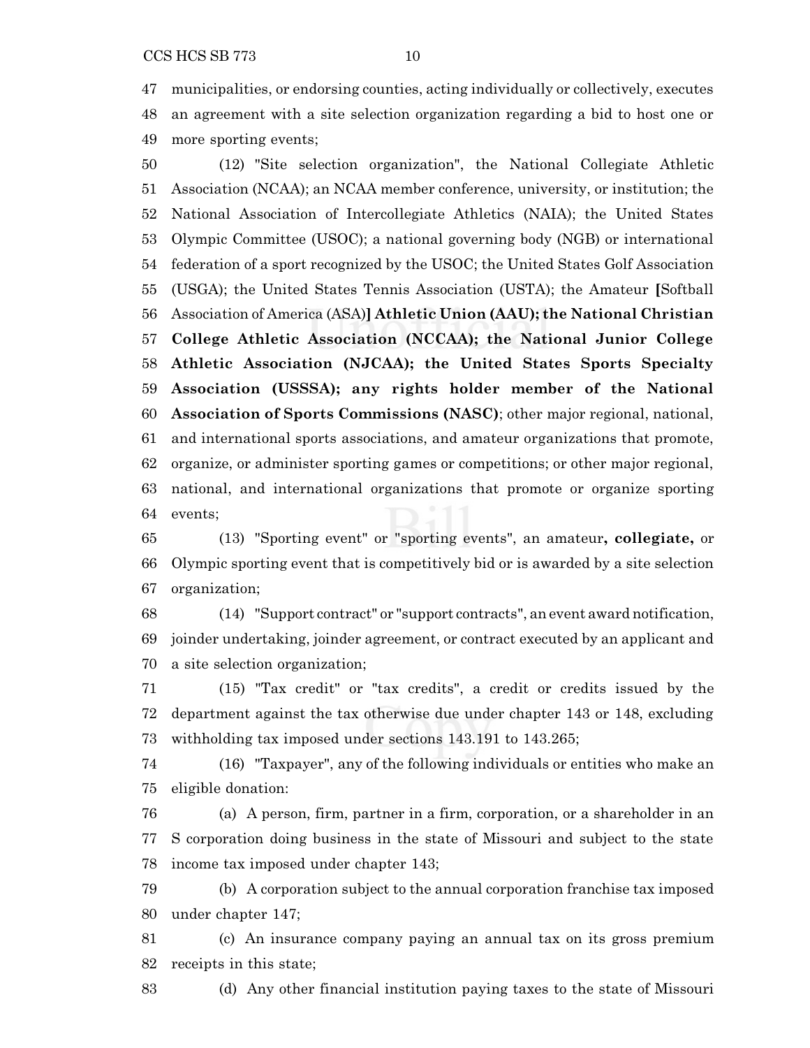municipalities, or endorsing counties, acting individually or collectively, executes an agreement with a site selection organization regarding a bid to host one or more sporting events;

(12) "Site selection organization", the National Collegiate Athletic Association (NCAA); an NCAA member conference, university, or institution; the National Association of Intercollegiate Athletics (NAIA); the United States Olympic Committee (USOC); a national governing body (NGB) or international federation of a sport recognized by the USOC; the United States Golf Association (USGA); the United States Tennis Association (USTA); the Amateur [Softball Association of America (ASA)] **Athletic Union (AAU); the National Christian College Athletic Association (NCCAA); the National Junior College Athletic Association (NJCAA); the United States Sports Specialty Association (USSSA); any rights holder member of the National Association of Sports Commissions (NASC)**; other major regional, national, and international sports associations, and amateur organizations that promote, organize, or administer sporting games or competitions; or other major regional, national, and international organizations that promote or organize sporting events;

(13) "Sporting event" or "sporting events", an amateur**, collegiate,** or Olympic sporting event that is competitively bid or is awarded by a site selection organization;

(14) "Support contract" or "support contracts", an event award notification, joinder undertaking, joinder agreement, or contract executed by an applicant and a site selection organization;

(15) "Tax credit" or "tax credits", a credit or credits issued by the department against the tax otherwise due under chapter 143 or 148, excluding withholding tax imposed under sections 143.191 to 143.265;

(16) "Taxpayer", any of the following individuals or entities who make an eligible donation:

(a) A person, firm, partner in a firm, corporation, or a shareholder in an S corporation doing business in the state of Missouri and subject to the state income tax imposed under chapter 143;

(b) A corporation subject to the annual corporation franchise tax imposed under chapter 147;

(c) An insurance company paying an annual tax on its gross premium receipts in this state;

(d) Any other financial institution paying taxes to the state of Missouri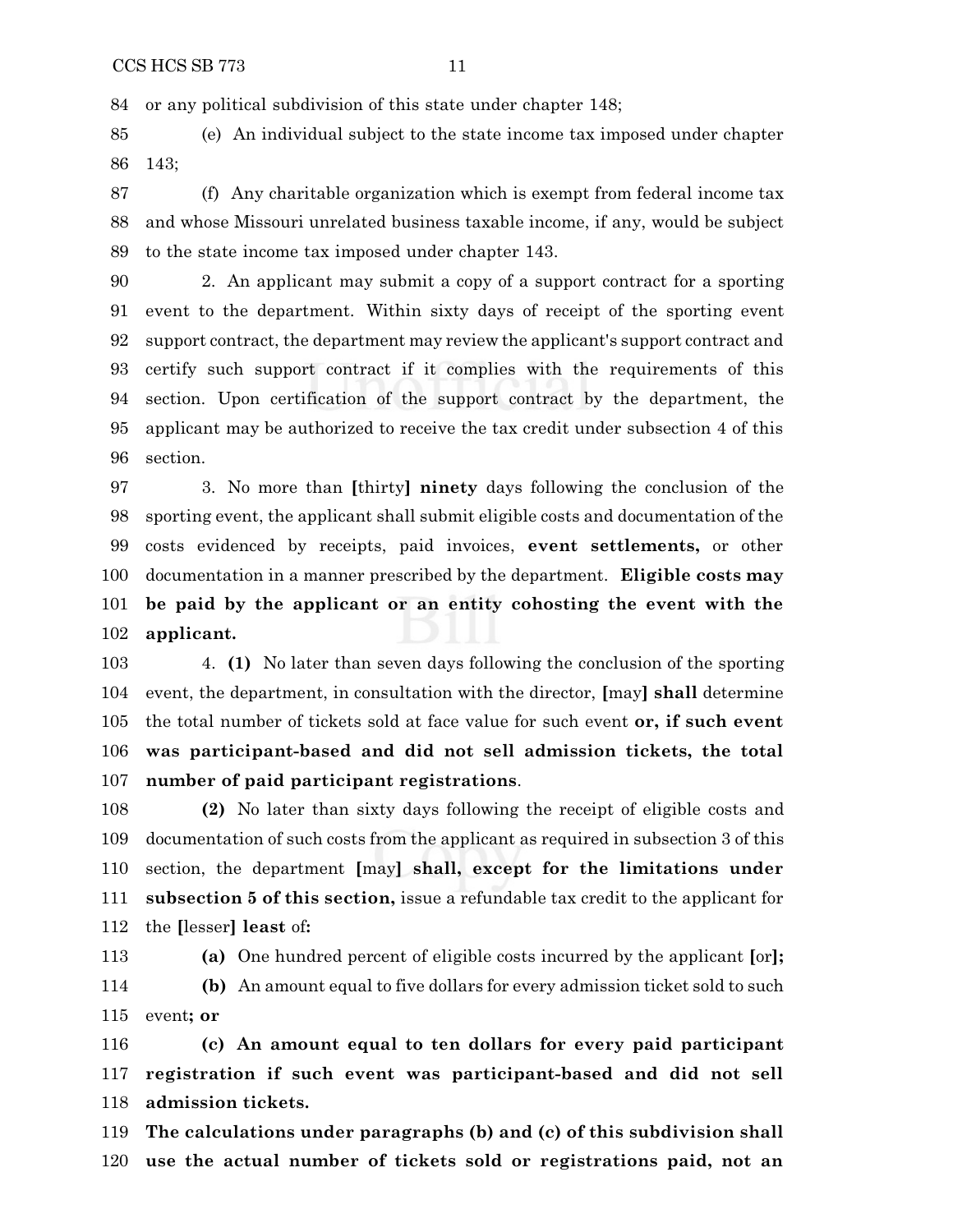or any political subdivision of this state under chapter 148;

(e) An individual subject to the state income tax imposed under chapter 143;

(f) Any charitable organization which is exempt from federal income tax and whose Missouri unrelated business taxable income, if any, would be subject to the state income tax imposed under chapter 143.

2. An applicant may submit a copy of a support contract for a sporting event to the department. Within sixty days of receipt of the sporting event support contract, the department may review the applicant's support contract and certify such support contract if it complies with the requirements of this section. Upon certification of the support contract by the department, the applicant may be authorized to receive the tax credit under subsection 4 of this section.

3. No more than [thirty] **ninety** days following the conclusion of the sporting event, the applicant shall submit eligible costs and documentation of the costs evidenced by receipts, paid invoices, **event settlements,** or other documentation in a manner prescribed by the department. **Eligible costs may be paid by the applicant or an entity cohosting the event with the applicant.**

4. **(1)** No later than seven days following the conclusion of the sporting event, the department, in consultation with the director, [may] **shall** determine the total number of tickets sold at face value for such event **or, if such event was participant-based and did not sell admission tickets, the total number of paid participant registrations**.

**(2)** No later than sixty days following the receipt of eligible costs and documentation of such costs from the applicant as required in subsection 3 of this section, the department [may] **shall, except for the limitations under subsection 5 of this section,** issue a refundable tax credit to the applicant for the [lesser] **least** of**:**

**(a)** One hundred percent of eligible costs incurred by the applicant [or]**;**

**(b)** An amount equal to five dollars for every admission ticket sold to such event**; or**

**(c) An amount equal to ten dollars for every paid participant registration if such event was participant-based and did not sell admission tickets.**

**The calculations under paragraphs (b) and (c) of this subdivision shall use the actual number of tickets sold or registrations paid, not an**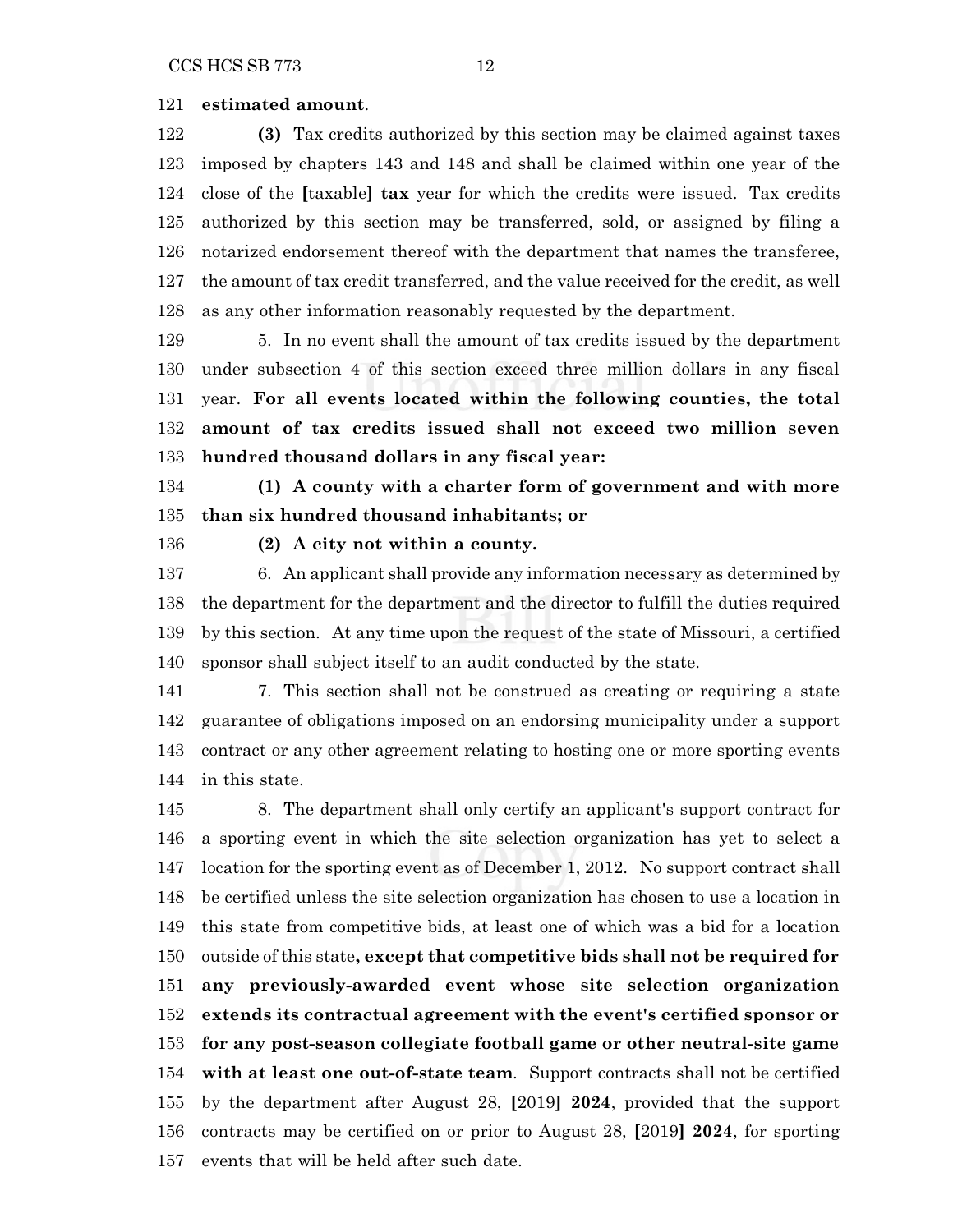**estimated amount**.

**(3)** Tax credits authorized by this section may be claimed against taxes imposed by chapters 143 and 148 and shall be claimed within one year of the close of the **[**taxable**] tax** year for which the credits were issued. Tax credits authorized by this section may be transferred, sold, or assigned by filing a notarized endorsement thereof with the department that names the transferee, the amount of tax credit transferred, and the value received for the credit, as well as any other information reasonably requested by the department.

5. In no event shall the amount of tax credits issued by the department under subsection 4 of this section exceed three million dollars in any fiscal year. **For all events located within the following counties, the total amount of tax credits issued shall not exceed two million seven hundred thousand dollars in any fiscal year:**

**(1) A county with a charter form of government and with more than six hundred thousand inhabitants; or**

**(2) A city not within a county.**

6. An applicant shall provide any information necessary as determined by the department for the department and the director to fulfill the duties required by this section. At any time upon the request of the state of Missouri, a certified sponsor shall subject itself to an audit conducted by the state.

7. This section shall not be construed as creating or requiring a state guarantee of obligations imposed on an endorsing municipality under a support contract or any other agreement relating to hosting one or more sporting events in this state.

8. The department shall only certify an applicant's support contract for a sporting event in which the site selection organization has yet to select a location for the sporting event as of December 1, 2012. No support contract shall be certified unless the site selection organization has chosen to use a location in this state from competitive bids, at least one of which was a bid for a location outside of this state**, except that competitive bids shall not be required for any previously-awarded event whose site selection organization extends its contractual agreement with the event's certified sponsor or for any post-season collegiate football game or other neutral-site game with at least one out-of-state team**. Support contracts shall not be certified by the department after August 28, **[**2019**] 2024**, provided that the support contracts may be certified on or prior to August 28, **[**2019**] 2024**, for sporting events that will be held after such date.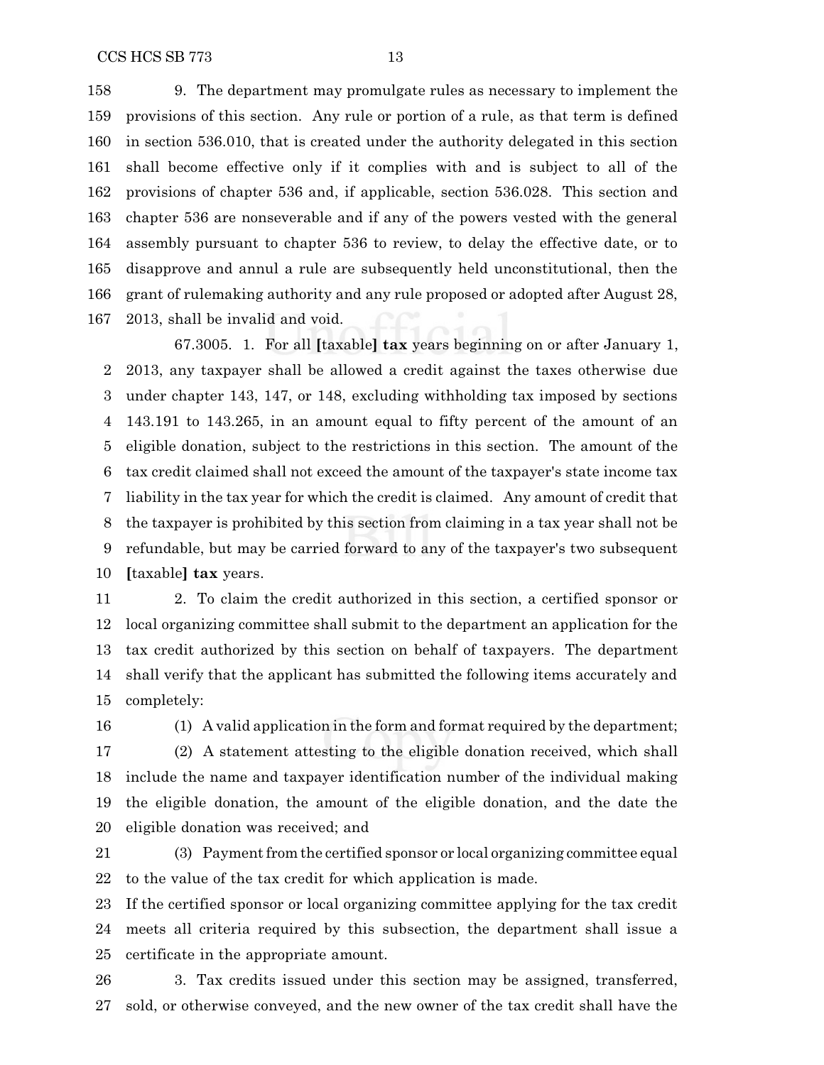9. The department may promulgate rules as necessary to implement the provisions of this section. Any rule or portion of a rule, as that term is defined in section 536.010, that is created under the authority delegated in this section shall become effective only if it complies with and is subject to all of the provisions of chapter 536 and, if applicable, section 536.028. This section and chapter 536 are nonseverable and if any of the powers vested with the general assembly pursuant to chapter 536 to review, to delay the effective date, or to disapprove and annul a rule are subsequently held unconstitutional, then the grant of rulemaking authority and any rule proposed or adopted after August 28, 2013, shall be invalid and void.

67.3005. 1. For all [taxable] **tax** years beginning on or after January 1, 2013, any taxpayer shall be allowed a credit against the taxes otherwise due under chapter 143, 147, or 148, excluding withholding tax imposed by sections 143.191 to 143.265, in an amount equal to fifty percent of the amount of an eligible donation, subject to the restrictions in this section. The amount of the tax credit claimed shall not exceed the amount of the taxpayer's state income tax liability in the tax year for which the credit is claimed. Any amount of credit that the taxpayer is prohibited by this section from claiming in a tax year shall not be refundable, but may be carried forward to any of the taxpayer's two subsequent [taxable] **tax** years.

2. To claim the credit authorized in this section, a certified sponsor or local organizing committee shall submit to the department an application for the tax credit authorized by this section on behalf of taxpayers. The department shall verify that the applicant has submitted the following items accurately and completely:

(1) A valid application in the form and format required by the department;

(2) A statement attesting to the eligible donation received, which shall include the name and taxpayer identification number of the individual making the eligible donation, the amount of the eligible donation, and the date the eligible donation was received; and

(3) Payment from the certified sponsor or local organizing committee equal to the value of the tax credit for which application is made.

If the certified sponsor or local organizing committee applying for the tax credit meets all criteria required by this subsection, the department shall issue a certificate in the appropriate amount.

3. Tax credits issued under this section may be assigned, transferred, sold, or otherwise conveyed, and the new owner of the tax credit shall have the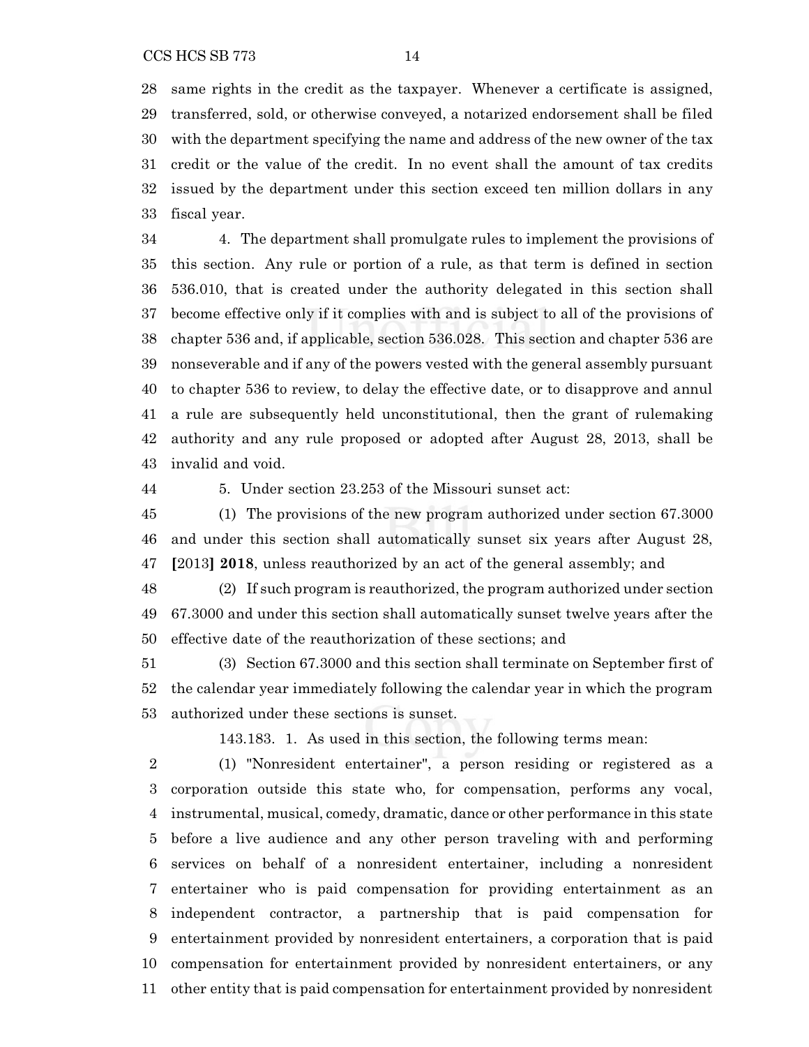same rights in the credit as the taxpayer. Whenever a certificate is assigned, transferred, sold, or otherwise conveyed, a notarized endorsement shall be filed with the department specifying the name and address of the new owner of the tax credit or the value of the credit. In no event shall the amount of tax credits issued by the department under this section exceed ten million dollars in any fiscal year.

4. The department shall promulgate rules to implement the provisions of this section. Any rule or portion of a rule, as that term is defined in section 536.010, that is created under the authority delegated in this section shall become effective only if it complies with and is subject to all of the provisions of chapter 536 and, if applicable, section 536.028. This section and chapter 536 are nonseverable and if any of the powers vested with the general assembly pursuant to chapter 536 to review, to delay the effective date, or to disapprove and annul a rule are subsequently held unconstitutional, then the grant of rulemaking authority and any rule proposed or adopted after August 28, 2013, shall be invalid and void.

5. Under section 23.253 of the Missouri sunset act:

(1) The provisions of the new program authorized under section 67.3000 and under this section shall automatically sunset six years after August 28, **[**2013**] 2018**, unless reauthorized by an act of the general assembly; and

(2) If such program is reauthorized, the program authorized under section 67.3000 and under this section shall automatically sunset twelve years after the effective date of the reauthorization of these sections; and

(3) Section 67.3000 and this section shall terminate on September first of the calendar year immediately following the calendar year in which the program authorized under these sections is sunset.

143.183. 1. As used in this section, the following terms mean:

(1) "Nonresident entertainer", a person residing or registered as a corporation outside this state who, for compensation, performs any vocal, instrumental, musical, comedy, dramatic, dance or other performance in this state before a live audience and any other person traveling with and performing services on behalf of a nonresident entertainer, including a nonresident entertainer who is paid compensation for providing entertainment as an independent contractor, a partnership that is paid compensation for entertainment provided by nonresident entertainers, a corporation that is paid compensation for entertainment provided by nonresident entertainers, or any other entity that is paid compensation for entertainment provided by nonresident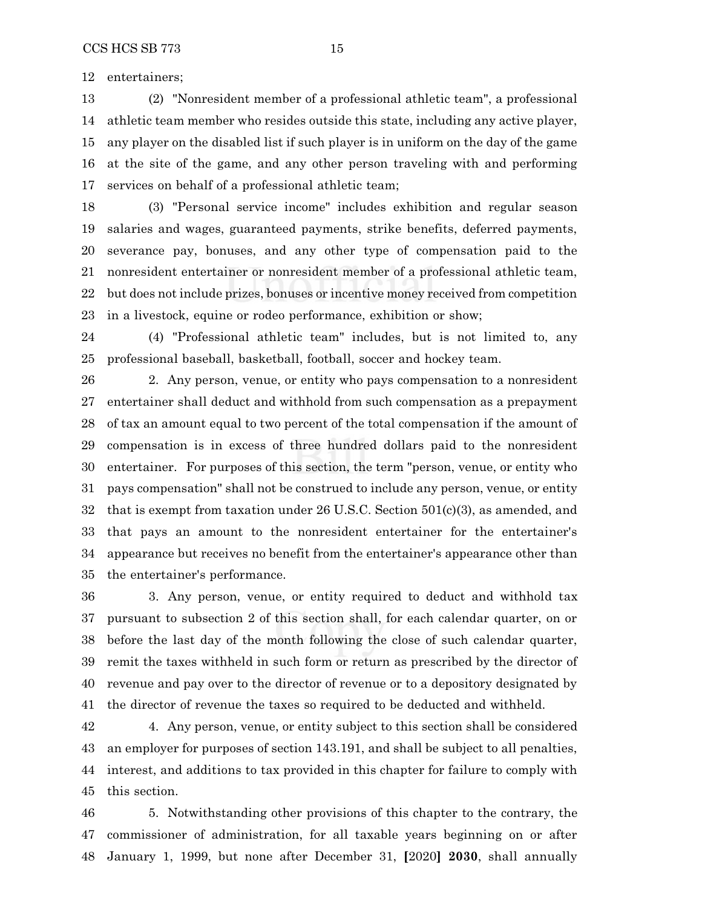entertainers;

(2) "Nonresident member of a professional athletic team", a professional athletic team member who resides outside this state, including any active player, any player on the disabled list if such player is in uniform on the day of the game at the site of the game, and any other person traveling with and performing services on behalf of a professional athletic team;

(3) "Personal service income" includes exhibition and regular season salaries and wages, guaranteed payments, strike benefits, deferred payments, severance pay, bonuses, and any other type of compensation paid to the nonresident entertainer or nonresident member of a professional athletic team, but does not include prizes, bonuses or incentive money received from competition in a livestock, equine or rodeo performance, exhibition or show;

(4) "Professional athletic team" includes, but is not limited to, any professional baseball, basketball, football, soccer and hockey team.

2. Any person, venue, or entity who pays compensation to a nonresident entertainer shall deduct and withhold from such compensation as a prepayment of tax an amount equal to two percent of the total compensation if the amount of compensation is in excess of three hundred dollars paid to the nonresident entertainer. For purposes of this section, the term "person, venue, or entity who pays compensation" shall not be construed to include any person, venue, or entity that is exempt from taxation under 26 U.S.C. Section 501(c)(3), as amended, and that pays an amount to the nonresident entertainer for the entertainer's appearance but receives no benefit from the entertainer's appearance other than the entertainer's performance.

3. Any person, venue, or entity required to deduct and withhold tax pursuant to subsection 2 of this section shall, for each calendar quarter, on or before the last day of the month following the close of such calendar quarter, remit the taxes withheld in such form or return as prescribed by the director of revenue and pay over to the director of revenue or to a depository designated by the director of revenue the taxes so required to be deducted and withheld.

4. Any person, venue, or entity subject to this section shall be considered an employer for purposes of section 143.191, and shall be subject to all penalties, interest, and additions to tax provided in this chapter for failure to comply with this section.

5. Notwithstanding other provisions of this chapter to the contrary, the commissioner of administration, for all taxable years beginning on or after January 1, 1999, but none after December 31, **[**2020**] 2030**, shall annually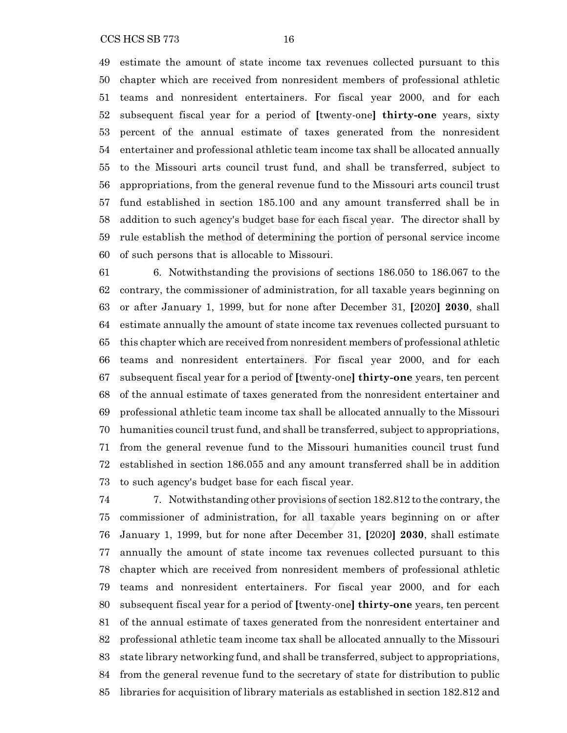estimate the amount of state income tax revenues collected pursuant to this chapter which are received from nonresident members of professional athletic teams and nonresident entertainers. For fiscal year 2000, and for each subsequent fiscal year for a period of [twenty-one] **thirty-one** years, sixty percent of the annual estimate of taxes generated from the nonresident entertainer and professional athletic team income tax shall be allocated annually to the Missouri arts council trust fund, and shall be transferred, subject to appropriations, from the general revenue fund to the Missouri arts council trust fund established in section 185.100 and any amount transferred shall be in addition to such agency's budget base for each fiscal year. The director shall by rule establish the method of determining the portion of personal service income of such persons that is allocable to Missouri.

6. Notwithstanding the provisions of sections 186.050 to 186.067 to the contrary, the commissioner of administration, for all taxable years beginning on or after January 1, 1999, but for none after December 31, [2020] **2030**, shall estimate annually the amount of state income tax revenues collected pursuant to this chapter which are received from nonresident members of professional athletic teams and nonresident entertainers. For fiscal year 2000, and for each subsequent fiscal year for a period of [twenty-one] **thirty-one** years, ten percent of the annual estimate of taxes generated from the nonresident entertainer and professional athletic team income tax shall be allocated annually to the Missouri humanities council trust fund, and shall be transferred, subject to appropriations, from the general revenue fund to the Missouri humanities council trust fund established in section 186.055 and any amount transferred shall be in addition to such agency's budget base for each fiscal year.

7. Notwithstanding other provisions of section 182.812 to the contrary, the commissioner of administration, for all taxable years beginning on or after January 1, 1999, but for none after December 31, [2020] **2030**, shall estimate annually the amount of state income tax revenues collected pursuant to this chapter which are received from nonresident members of professional athletic teams and nonresident entertainers. For fiscal year 2000, and for each subsequent fiscal year for a period of [twenty-one] **thirty-one** years, ten percent of the annual estimate of taxes generated from the nonresident entertainer and professional athletic team income tax shall be allocated annually to the Missouri state library networking fund, and shall be transferred, subject to appropriations, from the general revenue fund to the secretary of state for distribution to public libraries for acquisition of library materials as established in section 182.812 and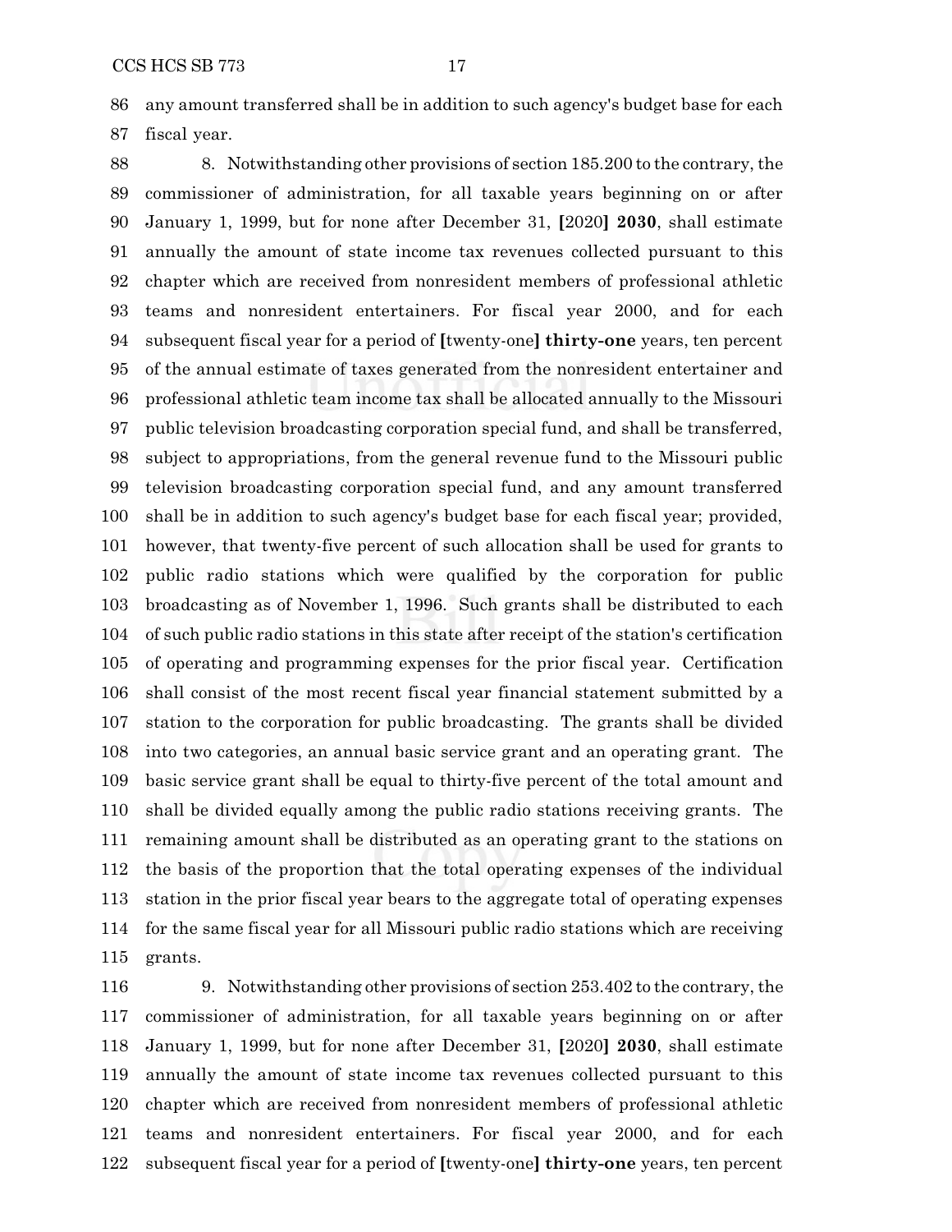any amount transferred shall be in addition to such agency's budget base for each fiscal year.

8. Notwithstanding other provisions of section 185.200 to the contrary, the commissioner of administration, for all taxable years beginning on or after January 1, 1999, but for none after December 31, **[**2020**] 2030**, shall estimate annually the amount of state income tax revenues collected pursuant to this chapter which are received from nonresident members of professional athletic teams and nonresident entertainers. For fiscal year 2000, and for each subsequent fiscal year for a period of **[**twenty-one**] thirty-one** years, ten percent of the annual estimate of taxes generated from the nonresident entertainer and professional athletic team income tax shall be allocated annually to the Missouri public television broadcasting corporation special fund, and shall be transferred, subject to appropriations, from the general revenue fund to the Missouri public television broadcasting corporation special fund, and any amount transferred shall be in addition to such agency's budget base for each fiscal year; provided, however, that twenty-five percent of such allocation shall be used for grants to public radio stations which were qualified by the corporation for public broadcasting as of November 1, 1996. Such grants shall be distributed to each of such public radio stations in this state after receipt of the station's certification of operating and programming expenses for the prior fiscal year. Certification shall consist of the most recent fiscal year financial statement submitted by a station to the corporation for public broadcasting. The grants shall be divided into two categories, an annual basic service grant and an operating grant. The basic service grant shall be equal to thirty-five percent of the total amount and shall be divided equally among the public radio stations receiving grants. The remaining amount shall be distributed as an operating grant to the stations on the basis of the proportion that the total operating expenses of the individual station in the prior fiscal year bears to the aggregate total of operating expenses for the same fiscal year for all Missouri public radio stations which are receiving grants.

9. Notwithstanding other provisions of section 253.402 to the contrary, the commissioner of administration, for all taxable years beginning on or after January 1, 1999, but for none after December 31, **[**2020**] 2030**, shall estimate annually the amount of state income tax revenues collected pursuant to this chapter which are received from nonresident members of professional athletic teams and nonresident entertainers. For fiscal year 2000, and for each subsequent fiscal year for a period of **[**twenty-one**] thirty-one** years, ten percent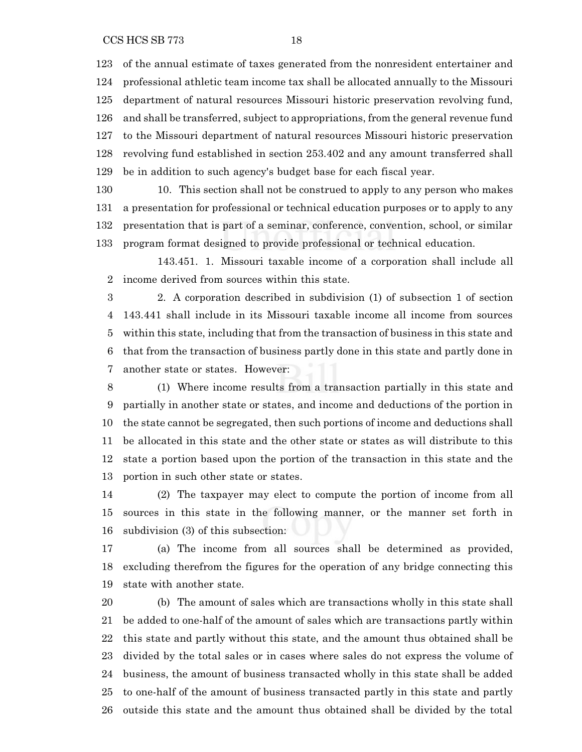of the annual estimate of taxes generated from the nonresident entertainer and professional athletic team income tax shall be allocated annually to the Missouri department of natural resources Missouri historic preservation revolving fund, and shall be transferred, subject to appropriations, from the general revenue fund to the Missouri department of natural resources Missouri historic preservation revolving fund established in section 253.402 and any amount transferred shall be in addition to such agency's budget base for each fiscal year.

10. This section shall not be construed to apply to any person who makes a presentation for professional or technical education purposes or to apply to any presentation that is part of a seminar, conference, convention, school, or similar program format designed to provide professional or technical education.

143.451. 1. Missouri taxable income of a corporation shall include all income derived from sources within this state.

2. A corporation described in subdivision (1) of subsection 1 of section 143.441 shall include in its Missouri taxable income all income from sources within this state, including that from the transaction of business in this state and that from the transaction of business partly done in this state and partly done in another state or states. However:

(1) Where income results from a transaction partially in this state and partially in another state or states, and income and deductions of the portion in the state cannot be segregated, then such portions of income and deductions shall be allocated in this state and the other state or states as will distribute to this state a portion based upon the portion of the transaction in this state and the portion in such other state or states.

(2) The taxpayer may elect to compute the portion of income from all sources in this state in the following manner, or the manner set forth in subdivision (3) of this subsection:

(a) The income from all sources shall be determined as provided, excluding therefrom the figures for the operation of any bridge connecting this state with another state.

(b) The amount of sales which are transactions wholly in this state shall be added to one-half of the amount of sales which are transactions partly within this state and partly without this state, and the amount thus obtained shall be divided by the total sales or in cases where sales do not express the volume of business, the amount of business transacted wholly in this state shall be added to one-half of the amount of business transacted partly in this state and partly outside this state and the amount thus obtained shall be divided by the total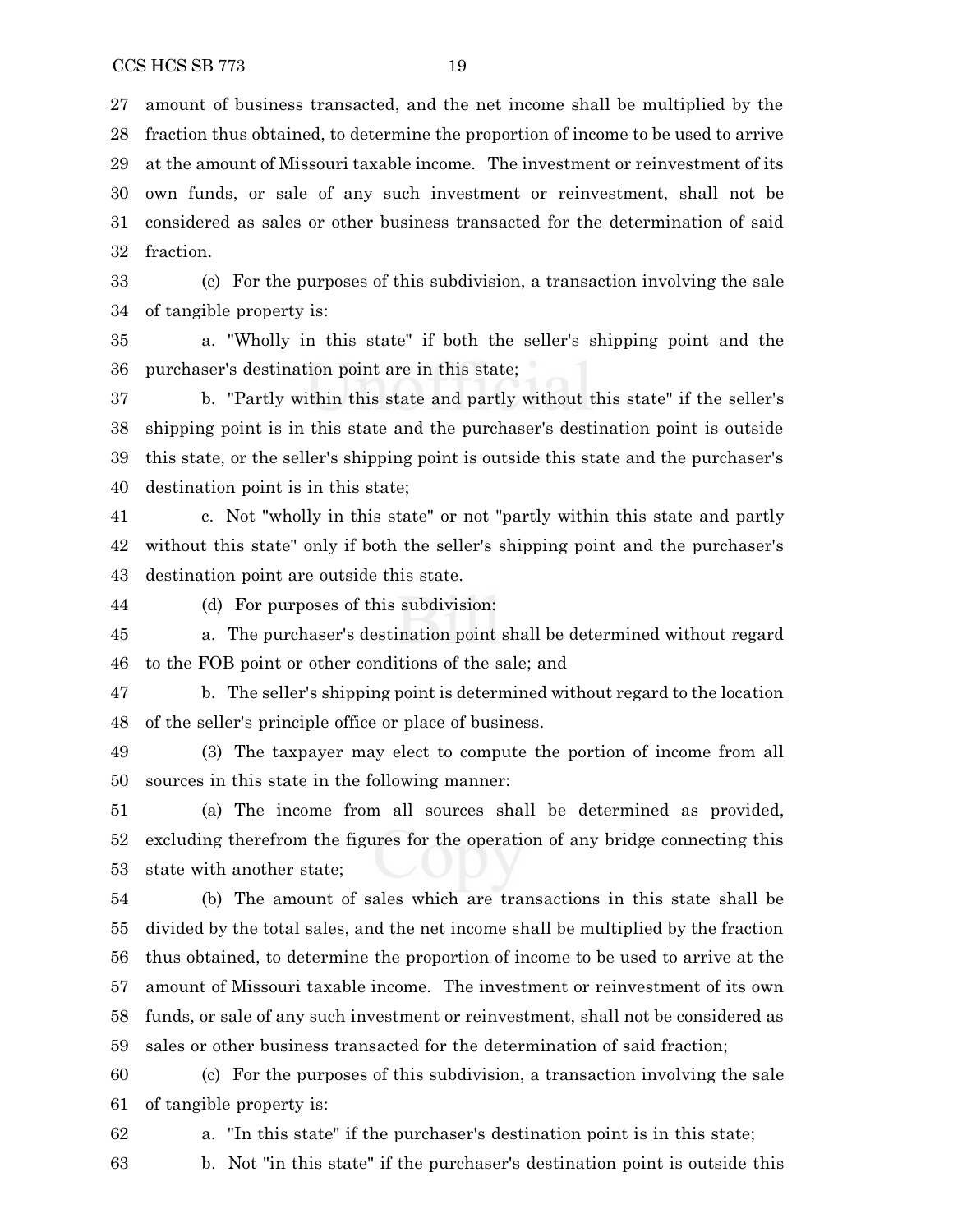amount of business transacted, and the net income shall be multiplied by the fraction thus obtained, to determine the proportion of income to be used to arrive at the amount of Missouri taxable income. The investment or reinvestment of its own funds, or sale of any such investment or reinvestment, shall not be considered as sales or other business transacted for the determination of said fraction.

(c) For the purposes of this subdivision, a transaction involving the sale of tangible property is:

a. "Wholly in this state" if both the seller's shipping point and the purchaser's destination point are in this state;

b. "Partly within this state and partly without this state" if the seller's shipping point is in this state and the purchaser's destination point is outside this state, or the seller's shipping point is outside this state and the purchaser's destination point is in this state;

c. Not "wholly in this state" or not "partly within this state and partly without this state" only if both the seller's shipping point and the purchaser's destination point are outside this state.

(d) For purposes of this subdivision:

a. The purchaser's destination point shall be determined without regard to the FOB point or other conditions of the sale; and

b. The seller's shipping point is determined without regard to the location of the seller's principle office or place of business.

(3) The taxpayer may elect to compute the portion of income from all sources in this state in the following manner:

(a) The income from all sources shall be determined as provided, excluding therefrom the figures for the operation of any bridge connecting this state with another state;

(b) The amount of sales which are transactions in this state shall be divided by the total sales, and the net income shall be multiplied by the fraction thus obtained, to determine the proportion of income to be used to arrive at the amount of Missouri taxable income. The investment or reinvestment of its own funds, or sale of any such investment or reinvestment, shall not be considered as sales or other business transacted for the determination of said fraction;

(c) For the purposes of this subdivision, a transaction involving the sale of tangible property is:

a. "In this state" if the purchaser's destination point is in this state;

b. Not "in this state" if the purchaser's destination point is outside this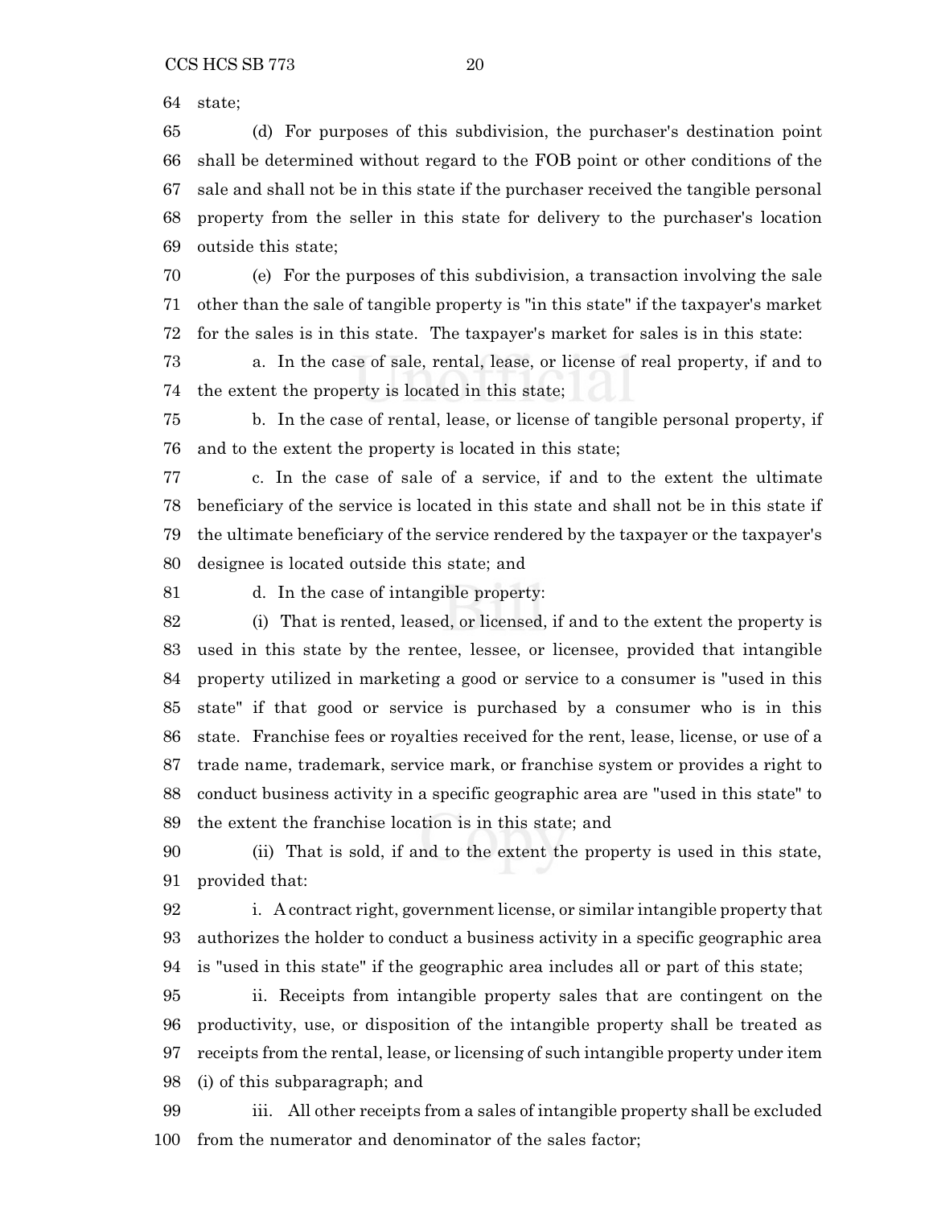state;

(d) For purposes of this subdivision, the purchaser's destination point shall be determined without regard to the FOB point or other conditions of the sale and shall not be in this state if the purchaser received the tangible personal property from the seller in this state for delivery to the purchaser's location outside this state;

(e) For the purposes of this subdivision, a transaction involving the sale other than the sale of tangible property is "in this state" if the taxpayer's market for the sales is in this state. The taxpayer's market for sales is in this state:

a. In the case of sale, rental, lease, or license of real property, if and to the extent the property is located in this state;

b. In the case of rental, lease, or license of tangible personal property, if and to the extent the property is located in this state;

c. In the case of sale of a service, if and to the extent the ultimate beneficiary of the service is located in this state and shall not be in this state if the ultimate beneficiary of the service rendered by the taxpayer or the taxpayer's designee is located outside this state; and

d. In the case of intangible property:

(i) That is rented, leased, or licensed, if and to the extent the property is used in this state by the rentee, lessee, or licensee, provided that intangible property utilized in marketing a good or service to a consumer is "used in this state" if that good or service is purchased by a consumer who is in this state. Franchise fees or royalties received for the rent, lease, license, or use of a trade name, trademark, service mark, or franchise system or provides a right to conduct business activity in a specific geographic area are "used in this state" to the extent the franchise location is in this state; and

(ii) That is sold, if and to the extent the property is used in this state, provided that:

i. A contract right, government license, or similar intangible property that authorizes the holder to conduct a business activity in a specific geographic area is "used in this state" if the geographic area includes all or part of this state;

ii. Receipts from intangible property sales that are contingent on the productivity, use, or disposition of the intangible property shall be treated as receipts from the rental, lease, or licensing of such intangible property under item (i) of this subparagraph; and

iii. All other receipts from a sales of intangible property shall be excluded from the numerator and denominator of the sales factor;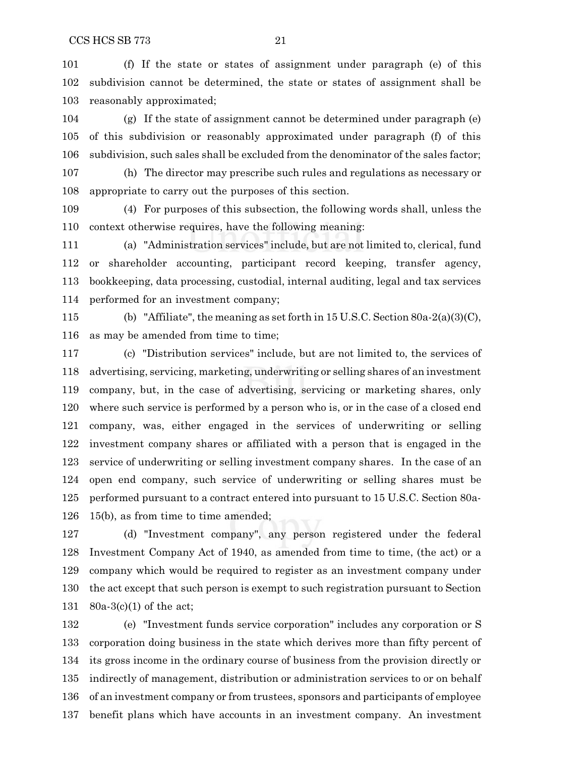(f) If the state or states of assignment under paragraph (e) of this subdivision cannot be determined, the state or states of assignment shall be reasonably approximated;

(g) If the state of assignment cannot be determined under paragraph (e) of this subdivision or reasonably approximated under paragraph (f) of this subdivision, such sales shall be excluded from the denominator of the sales factor;

(h) The director may prescribe such rules and regulations as necessary or appropriate to carry out the purposes of this section.

(4) For purposes of this subsection, the following words shall, unless the context otherwise requires, have the following meaning:

(a) "Administration services" include, but are not limited to, clerical, fund or shareholder accounting, participant record keeping, transfer agency, bookkeeping, data processing, custodial, internal auditing, legal and tax services performed for an investment company;

(b) "Affiliate", the meaning as set forth in 15 U.S.C. Section 80a-2(a)(3)(C), as may be amended from time to time;

(c) "Distribution services" include, but are not limited to, the services of advertising, servicing, marketing, underwriting or selling shares of an investment company, but, in the case of advertising, servicing or marketing shares, only where such service is performed by a person who is, or in the case of a closed end company, was, either engaged in the services of underwriting or selling investment company shares or affiliated with a person that is engaged in the service of underwriting or selling investment company shares. In the case of an open end company, such service of underwriting or selling shares must be performed pursuant to a contract entered into pursuant to 15 U.S.C. Section 80a-15(b), as from time to time amended;

(d) "Investment company", any person registered under the federal Investment Company Act of 1940, as amended from time to time, (the act) or a company which would be required to register as an investment company under the act except that such person is exempt to such registration pursuant to Section 80a-3(c)(1) of the act;

(e) "Investment funds service corporation" includes any corporation or S corporation doing business in the state which derives more than fifty percent of its gross income in the ordinary course of business from the provision directly or indirectly of management, distribution or administration services to or on behalf of an investment company or from trustees, sponsors and participants of employee benefit plans which have accounts in an investment company. An investment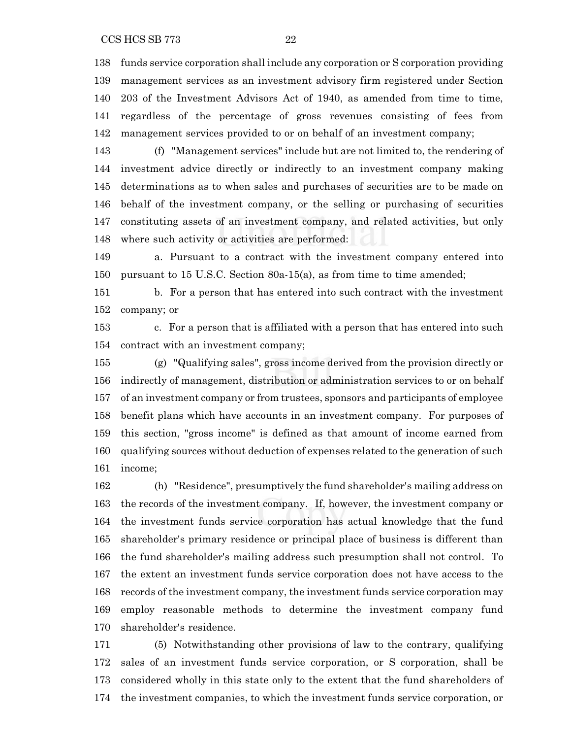funds service corporation shall include any corporation or S corporation providing management services as an investment advisory firm registered under Section 203 of the Investment Advisors Act of 1940, as amended from time to time, regardless of the percentage of gross revenues consisting of fees from management services provided to or on behalf of an investment company;

(f) "Management services" include but are not limited to, the rendering of investment advice directly or indirectly to an investment company making determinations as to when sales and purchases of securities are to be made on behalf of the investment company, or the selling or purchasing of securities constituting assets of an investment company, and related activities, but only where such activity or activities are performed:

a. Pursuant to a contract with the investment company entered into pursuant to 15 U.S.C. Section 80a-15(a), as from time to time amended;

b. For a person that has entered into such contract with the investment company; or

c. For a person that is affiliated with a person that has entered into such contract with an investment company;

(g) "Qualifying sales", gross income derived from the provision directly or indirectly of management, distribution or administration services to or on behalf of an investment company or from trustees, sponsors and participants of employee benefit plans which have accounts in an investment company. For purposes of this section, "gross income" is defined as that amount of income earned from qualifying sources without deduction of expenses related to the generation of such income;

(h) "Residence", presumptively the fund shareholder's mailing address on the records of the investment company. If, however, the investment company or the investment funds service corporation has actual knowledge that the fund shareholder's primary residence or principal place of business is different than the fund shareholder's mailing address such presumption shall not control. To the extent an investment funds service corporation does not have access to the records of the investment company, the investment funds service corporation may employ reasonable methods to determine the investment company fund shareholder's residence.

(5) Notwithstanding other provisions of law to the contrary, qualifying sales of an investment funds service corporation, or S corporation, shall be considered wholly in this state only to the extent that the fund shareholders of the investment companies, to which the investment funds service corporation, or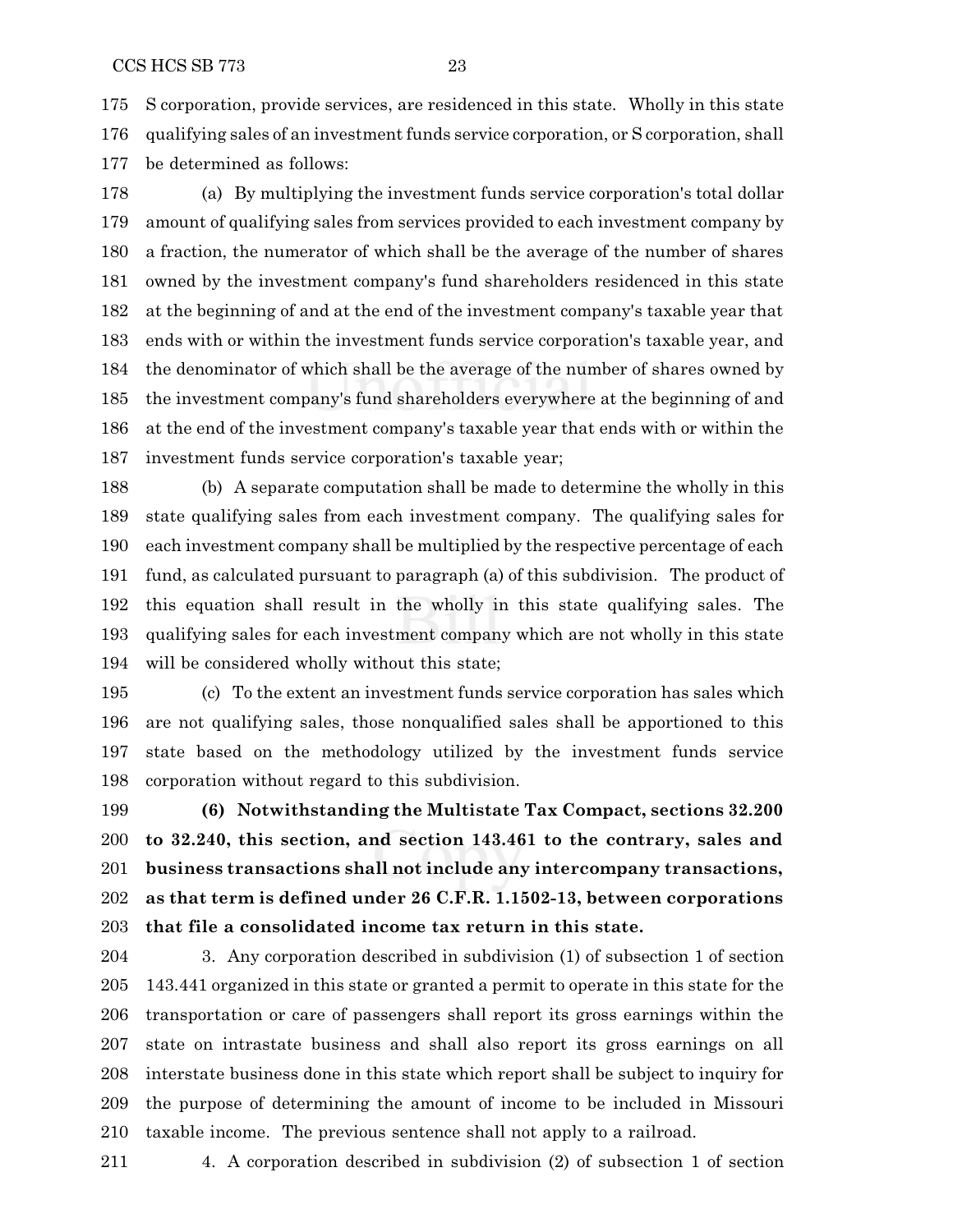S corporation, provide services, are residenced in this state. Wholly in this state qualifying sales of an investment funds service corporation, or S corporation, shall be determined as follows:

(a) By multiplying the investment funds service corporation's total dollar amount of qualifying sales from services provided to each investment company by a fraction, the numerator of which shall be the average of the number of shares owned by the investment company's fund shareholders residenced in this state at the beginning of and at the end of the investment company's taxable year that ends with or within the investment funds service corporation's taxable year, and the denominator of which shall be the average of the number of shares owned by the investment company's fund shareholders everywhere at the beginning of and at the end of the investment company's taxable year that ends with or within the investment funds service corporation's taxable year;

(b) A separate computation shall be made to determine the wholly in this state qualifying sales from each investment company. The qualifying sales for each investment company shall be multiplied by the respective percentage of each fund, as calculated pursuant to paragraph (a) of this subdivision. The product of this equation shall result in the wholly in this state qualifying sales. The qualifying sales for each investment company which are not wholly in this state will be considered wholly without this state;

(c) To the extent an investment funds service corporation has sales which are not qualifying sales, those nonqualified sales shall be apportioned to this state based on the methodology utilized by the investment funds service corporation without regard to this subdivision.

**(6) Notwithstanding the Multistate Tax Compact, sections 32.200 to 32.240, this section, and section 143.461 to the contrary, sales and business transactions shall not include any intercompany transactions, as that term is defined under 26 C.F.R. 1.1502-13, between corporations that file a consolidated income tax return in this state.**

3. Any corporation described in subdivision (1) of subsection 1 of section 143.441 organized in this state or granted a permit to operate in this state for the transportation or care of passengers shall report its gross earnings within the state on intrastate business and shall also report its gross earnings on all interstate business done in this state which report shall be subject to inquiry for the purpose of determining the amount of income to be included in Missouri taxable income. The previous sentence shall not apply to a railroad.

4. A corporation described in subdivision (2) of subsection 1 of section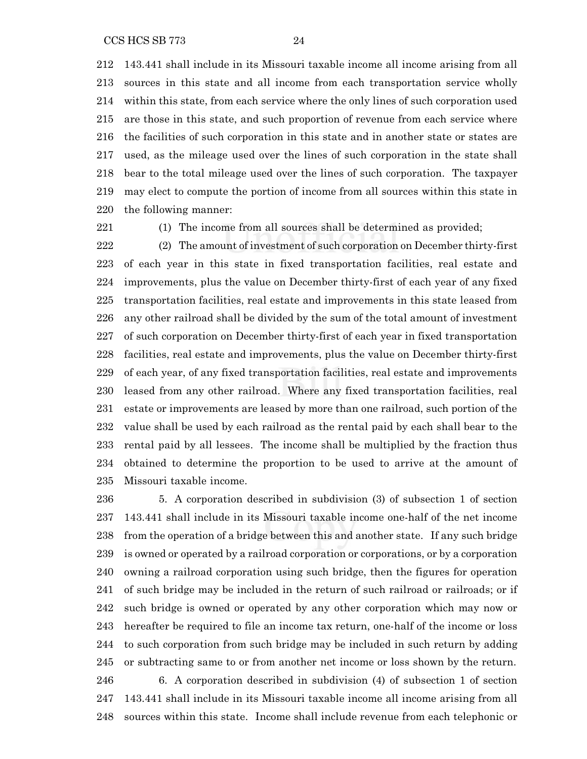143.441 shall include in its Missouri taxable income all income arising from all sources in this state and all income from each transportation service wholly within this state, from each service where the only lines of such corporation used are those in this state, and such proportion of revenue from each service where the facilities of such corporation in this state and in another state or states are used, as the mileage used over the lines of such corporation in the state shall bear to the total mileage used over the lines of such corporation. The taxpayer may elect to compute the portion of income from all sources within this state in the following manner:

(1) The income from all sources shall be determined as provided;

(2) The amount of investment of such corporation on December thirty-first of each year in this state in fixed transportation facilities, real estate and improvements, plus the value on December thirty-first of each year of any fixed transportation facilities, real estate and improvements in this state leased from any other railroad shall be divided by the sum of the total amount of investment of such corporation on December thirty-first of each year in fixed transportation facilities, real estate and improvements, plus the value on December thirty-first of each year, of any fixed transportation facilities, real estate and improvements leased from any other railroad. Where any fixed transportation facilities, real estate or improvements are leased by more than one railroad, such portion of the value shall be used by each railroad as the rental paid by each shall bear to the rental paid by all lessees. The income shall be multiplied by the fraction thus obtained to determine the proportion to be used to arrive at the amount of Missouri taxable income.

5. A corporation described in subdivision (3) of subsection 1 of section 143.441 shall include in its Missouri taxable income one-half of the net income from the operation of a bridge between this and another state. If any such bridge is owned or operated by a railroad corporation or corporations, or by a corporation owning a railroad corporation using such bridge, then the figures for operation of such bridge may be included in the return of such railroad or railroads; or if such bridge is owned or operated by any other corporation which may now or hereafter be required to file an income tax return, one-half of the income or loss to such corporation from such bridge may be included in such return by adding or subtracting same to or from another net income or loss shown by the return.

6. A corporation described in subdivision (4) of subsection 1 of section 143.441 shall include in its Missouri taxable income all income arising from all sources within this state. Income shall include revenue from each telephonic or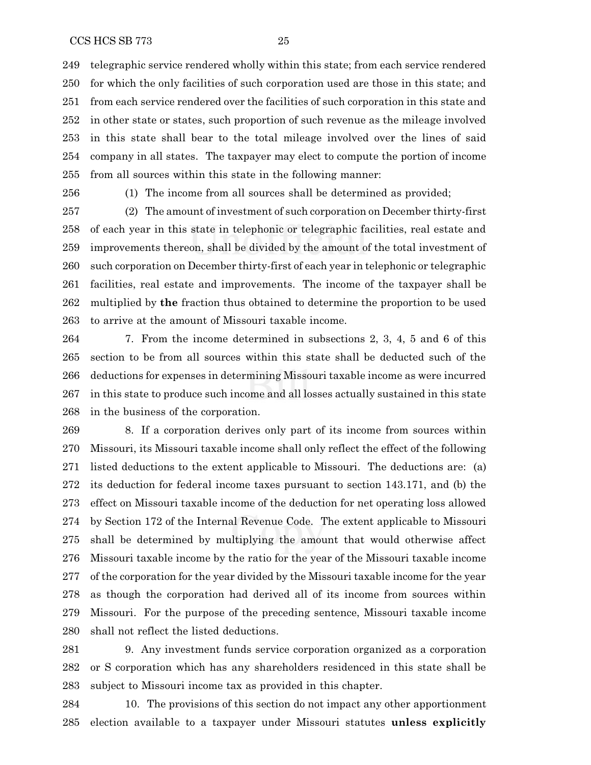telegraphic service rendered wholly within this state; from each service rendered for which the only facilities of such corporation used are those in this state; and from each service rendered over the facilities of such corporation in this state and in other state or states, such proportion of such revenue as the mileage involved in this state shall bear to the total mileage involved over the lines of said company in all states. The taxpayer may elect to compute the portion of income from all sources within this state in the following manner:

(1) The income from all sources shall be determined as provided;

(2) The amount of investment of such corporation on December thirty-first of each year in this state in telephonic or telegraphic facilities, real estate and improvements thereon, shall be divided by the amount of the total investment of such corporation on December thirty-first of each year in telephonic or telegraphic facilities, real estate and improvements. The income of the taxpayer shall be multiplied by **the** fraction thus obtained to determine the proportion to be used to arrive at the amount of Missouri taxable income.

7. From the income determined in subsections 2, 3, 4, 5 and 6 of this section to be from all sources within this state shall be deducted such of the deductions for expenses in determining Missouri taxable income as were incurred in this state to produce such income and all losses actually sustained in this state in the business of the corporation.

8. If a corporation derives only part of its income from sources within Missouri, its Missouri taxable income shall only reflect the effect of the following listed deductions to the extent applicable to Missouri. The deductions are: (a) its deduction for federal income taxes pursuant to section 143.171, and (b) the effect on Missouri taxable income of the deduction for net operating loss allowed by Section 172 of the Internal Revenue Code. The extent applicable to Missouri shall be determined by multiplying the amount that would otherwise affect Missouri taxable income by the ratio for the year of the Missouri taxable income of the corporation for the year divided by the Missouri taxable income for the year as though the corporation had derived all of its income from sources within Missouri. For the purpose of the preceding sentence, Missouri taxable income shall not reflect the listed deductions.

9. Any investment funds service corporation organized as a corporation or S corporation which has any shareholders residenced in this state shall be subject to Missouri income tax as provided in this chapter.

10. The provisions of this section do not impact any other apportionment election available to a taxpayer under Missouri statutes **unless explicitly**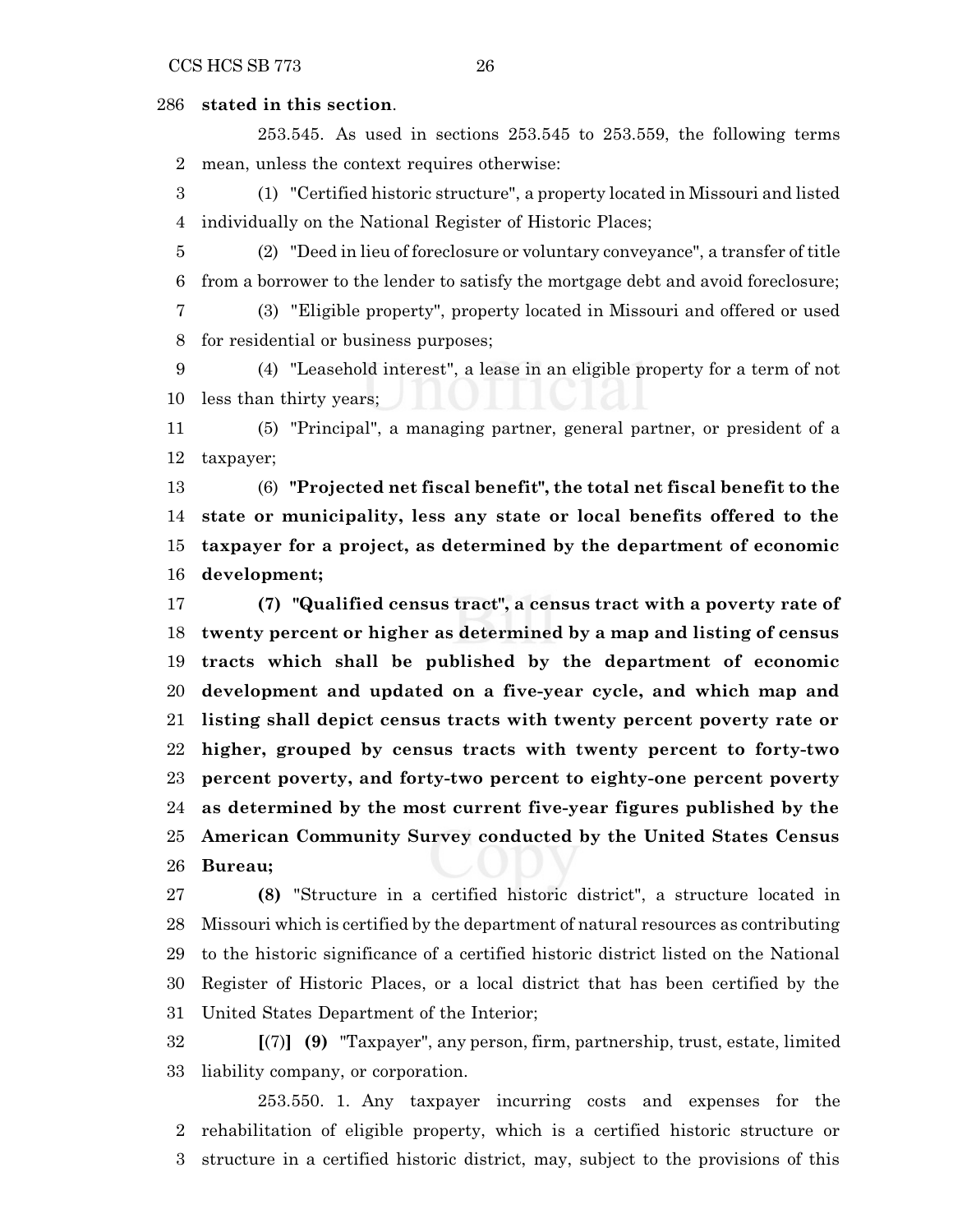**stated in this section**.

253.545. As used in sections 253.545 to 253.559, the following terms mean, unless the context requires otherwise:

(1) "Certified historic structure", a property located in Missouri and listed individually on the National Register of Historic Places;

(2) "Deed in lieu of foreclosure or voluntary conveyance", a transfer of title from a borrower to the lender to satisfy the mortgage debt and avoid foreclosure;

(3) "Eligible property", property located in Missouri and offered or used for residential or business purposes;

(4) "Leasehold interest", a lease in an eligible property for a term of not less than thirty years;

(5) "Principal", a managing partner, general partner, or president of a taxpayer;

(6) **"Projected net fiscal benefit", the total net fiscal benefit to the state or municipality, less any state or local benefits offered to the taxpayer for a project, as determined by the department of economic development;**

**(7) "Qualified census tract", a census tract with a poverty rate of twenty percent or higher as determined by a map and listing of census tracts which shall be published by the department of economic development and updated on a five-year cycle, and which map and listing shall depict census tracts with twenty percent poverty rate or higher, grouped by census tracts with twenty percent to forty-two percent poverty, and forty-two percent to eighty-one percent poverty as determined by the most current five-year figures published by the American Community Survey conducted by the United States Census Bureau;**

**(8)** "Structure in a certified historic district", a structure located in Missouri which is certified by the department of natural resources as contributing to the historic significance of a certified historic district listed on the National Register of Historic Places, or a local district that has been certified by the United States Department of the Interior;

**[**(7)**]** **(9)** "Taxpayer", any person, firm, partnership, trust, estate, limited liability company, or corporation.

253.550. 1. Any taxpayer incurring costs and expenses for the rehabilitation of eligible property, which is a certified historic structure or structure in a certified historic district, may, subject to the provisions of this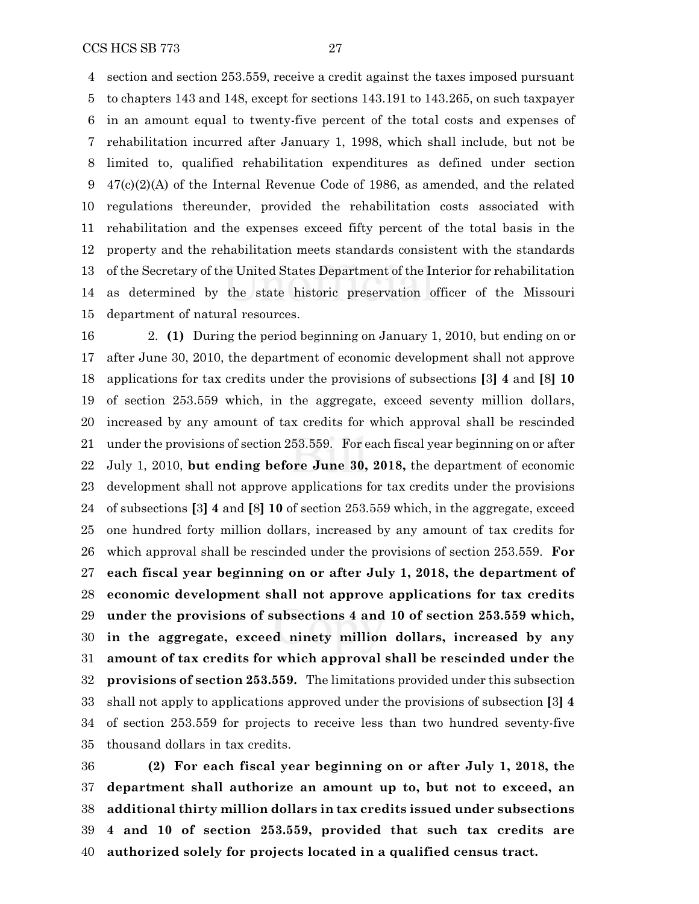section and section 253.559, receive a credit against the taxes imposed pursuant to chapters 143 and 148, except for sections 143.191 to 143.265, on such taxpayer in an amount equal to twenty-five percent of the total costs and expenses of rehabilitation incurred after January 1, 1998, which shall include, but not be limited to, qualified rehabilitation expenditures as defined under section 47(c)(2)(A) of the Internal Revenue Code of 1986, as amended, and the related regulations thereunder, provided the rehabilitation costs associated with rehabilitation and the expenses exceed fifty percent of the total basis in the property and the rehabilitation meets standards consistent with the standards of the Secretary of the United States Department of the Interior for rehabilitation as determined by the state historic preservation officer of the Missouri department of natural resources.

2. **(1)** During the period beginning on January 1, 2010, but ending on or after June 30, 2010, the department of economic development shall not approve applications for tax credits under the provisions of subsections **[**3**] 4** and **[**8**] 10** of section 253.559 which, in the aggregate, exceed seventy million dollars, increased by any amount of tax credits for which approval shall be rescinded under the provisions of section 253.559. For each fiscal year beginning on or after July 1, 2010, **but ending before June 30, 2018,** the department of economic development shall not approve applications for tax credits under the provisions of subsections **[**3**] 4** and **[**8**] 10** of section 253.559 which, in the aggregate, exceed one hundred forty million dollars, increased by any amount of tax credits for which approval shall be rescinded under the provisions of section 253.559. **For each fiscal year beginning on or after July 1, 2018, the department of economic development shall not approve applications for tax credits under the provisions of subsections 4 and 10 of section 253.559 which, in the aggregate, exceed ninety million dollars, increased by any amount of tax credits for which approval shall be rescinded under the provisions of section 253.559.** The limitations provided under this subsection shall not apply to applications approved under the provisions of subsection **[**3**] 4** of section 253.559 for projects to receive less than two hundred seventy-five thousand dollars in tax credits.

**(2) For each fiscal year beginning on or after July 1, 2018, the department shall authorize an amount up to, but not to exceed, an additional thirty million dollars in tax credits issued under subsections 4 and 10 of section 253.559, provided that such tax credits are authorized solely for projects located in a qualified census tract.**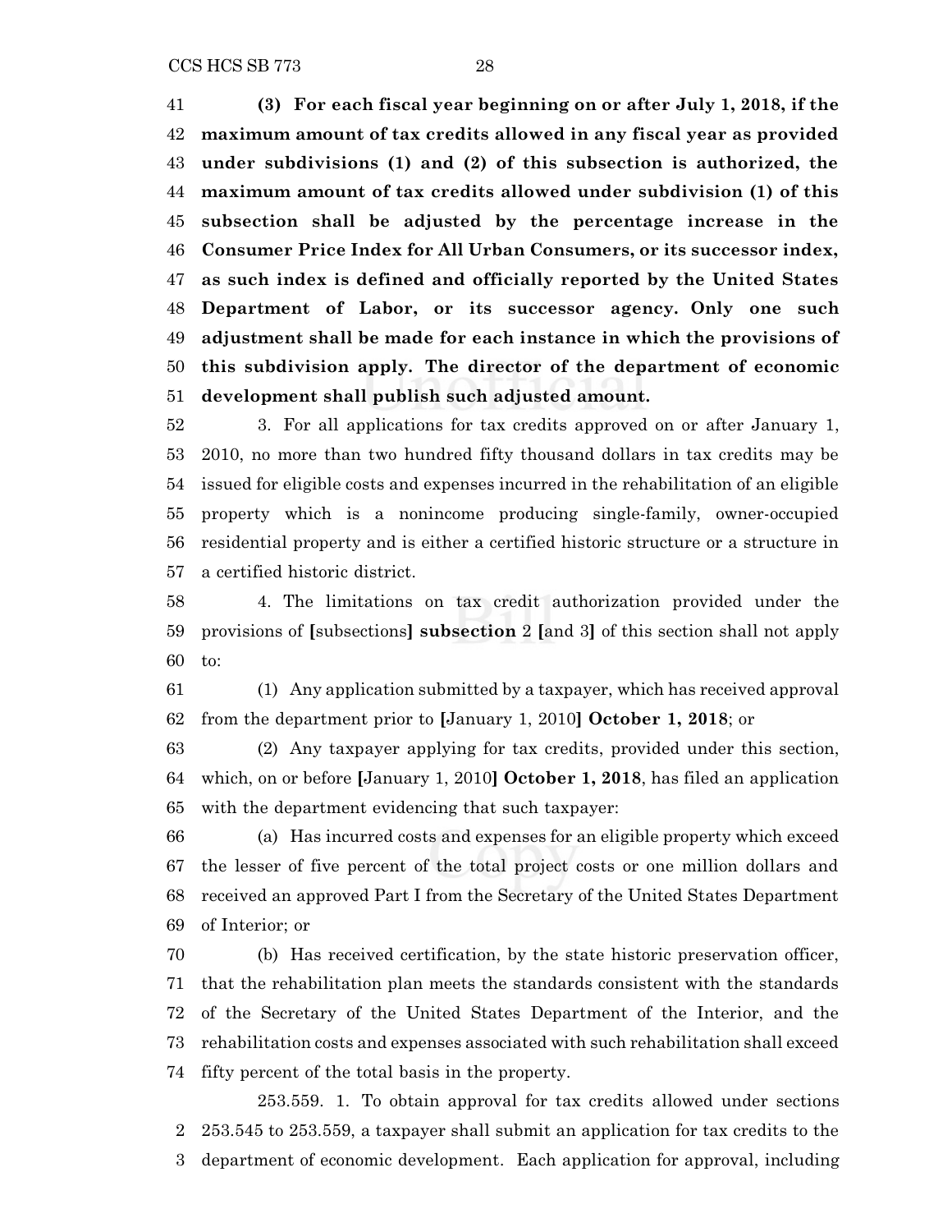**(3) For each fiscal year beginning on or after July 1, 2018, if the maximum amount of tax credits allowed in any fiscal year as provided under subdivisions (1) and (2) of this subsection is authorized, the maximum amount of tax credits allowed under subdivision (1) of this subsection shall be adjusted by the percentage increase in the Consumer Price Index for All Urban Consumers, or its successor index, as such index is defined and officially reported by the United States Department of Labor, or its successor agency. Only one such adjustment shall be made for each instance in which the provisions of this subdivision apply. The director of the department of economic development shall publish such adjusted amount.**

3. For all applications for tax credits approved on or after January 1, 2010, no more than two hundred fifty thousand dollars in tax credits may be issued for eligible costs and expenses incurred in the rehabilitation of an eligible property which is a nonincome producing single-family, owner-occupied residential property and is either a certified historic structure or a structure in a certified historic district.

4. The limitations on tax credit authorization provided under the provisions of **[**subsections**] subsection** 2 **[**and 3**]** of this section shall not apply to:

(1) Any application submitted by a taxpayer, which has received approval from the department prior to **[**January 1, 2010**] October 1, 2018**; or

(2) Any taxpayer applying for tax credits, provided under this section, which, on or before **[**January 1, 2010**] October 1, 2018**, has filed an application with the department evidencing that such taxpayer:

(a) Has incurred costs and expenses for an eligible property which exceed the lesser of five percent of the total project costs or one million dollars and received an approved Part I from the Secretary of the United States Department of Interior; or

(b) Has received certification, by the state historic preservation officer, that the rehabilitation plan meets the standards consistent with the standards of the Secretary of the United States Department of the Interior, and the rehabilitation costs and expenses associated with such rehabilitation shall exceed fifty percent of the total basis in the property.

253.559. 1. To obtain approval for tax credits allowed under sections 253.545 to 253.559, a taxpayer shall submit an application for tax credits to the department of economic development. Each application for approval, including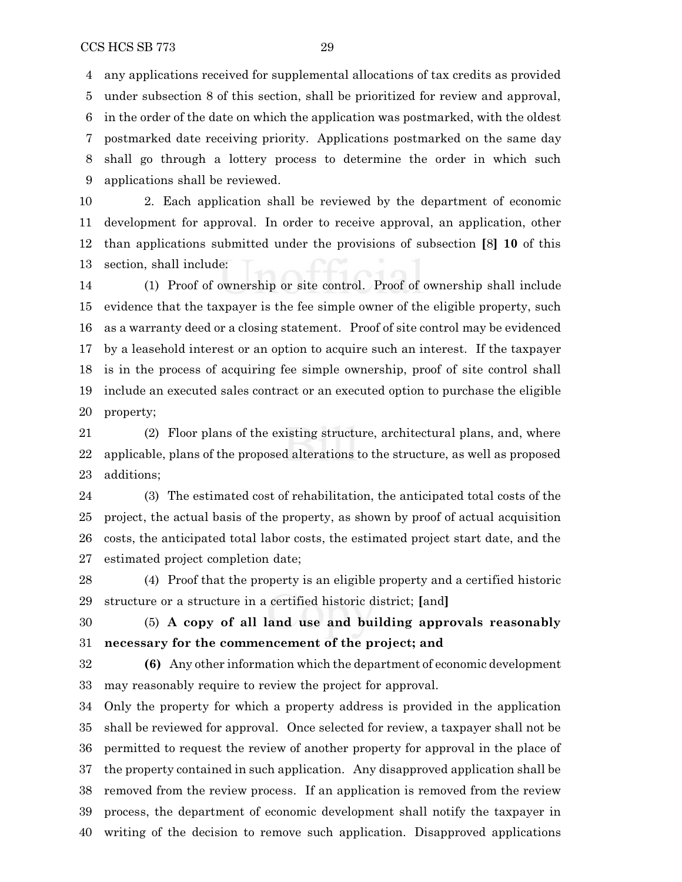any applications received for supplemental allocations of tax credits as provided under subsection 8 of this section, shall be prioritized for review and approval, in the order of the date on which the application was postmarked, with the oldest postmarked date receiving priority. Applications postmarked on the same day shall go through a lottery process to determine the order in which such applications shall be reviewed.

2. Each application shall be reviewed by the department of economic development for approval. In order to receive approval, an application, other than applications submitted under the provisions of subsection **[**8**]** **10** of this section, shall include:

(1) Proof of ownership or site control. Proof of ownership shall include evidence that the taxpayer is the fee simple owner of the eligible property, such as a warranty deed or a closing statement. Proof of site control may be evidenced by a leasehold interest or an option to acquire such an interest. If the taxpayer is in the process of acquiring fee simple ownership, proof of site control shall include an executed sales contract or an executed option to purchase the eligible property;

(2) Floor plans of the existing structure, architectural plans, and, where applicable, plans of the proposed alterations to the structure, as well as proposed additions;

(3) The estimated cost of rehabilitation, the anticipated total costs of the project, the actual basis of the property, as shown by proof of actual acquisition costs, the anticipated total labor costs, the estimated project start date, and the estimated project completion date;

(4) Proof that the property is an eligible property and a certified historic structure or a structure in a certified historic district; **[**and**]**

(5) **A copy of all land use and building approvals reasonably necessary for the commencement of the project; and**

**(6)** Any other information which the department of economic development may reasonably require to review the project for approval.

Only the property for which a property address is provided in the application shall be reviewed for approval. Once selected for review, a taxpayer shall not be permitted to request the review of another property for approval in the place of the property contained in such application. Any disapproved application shall be removed from the review process. If an application is removed from the review process, the department of economic development shall notify the taxpayer in writing of the decision to remove such application. Disapproved applications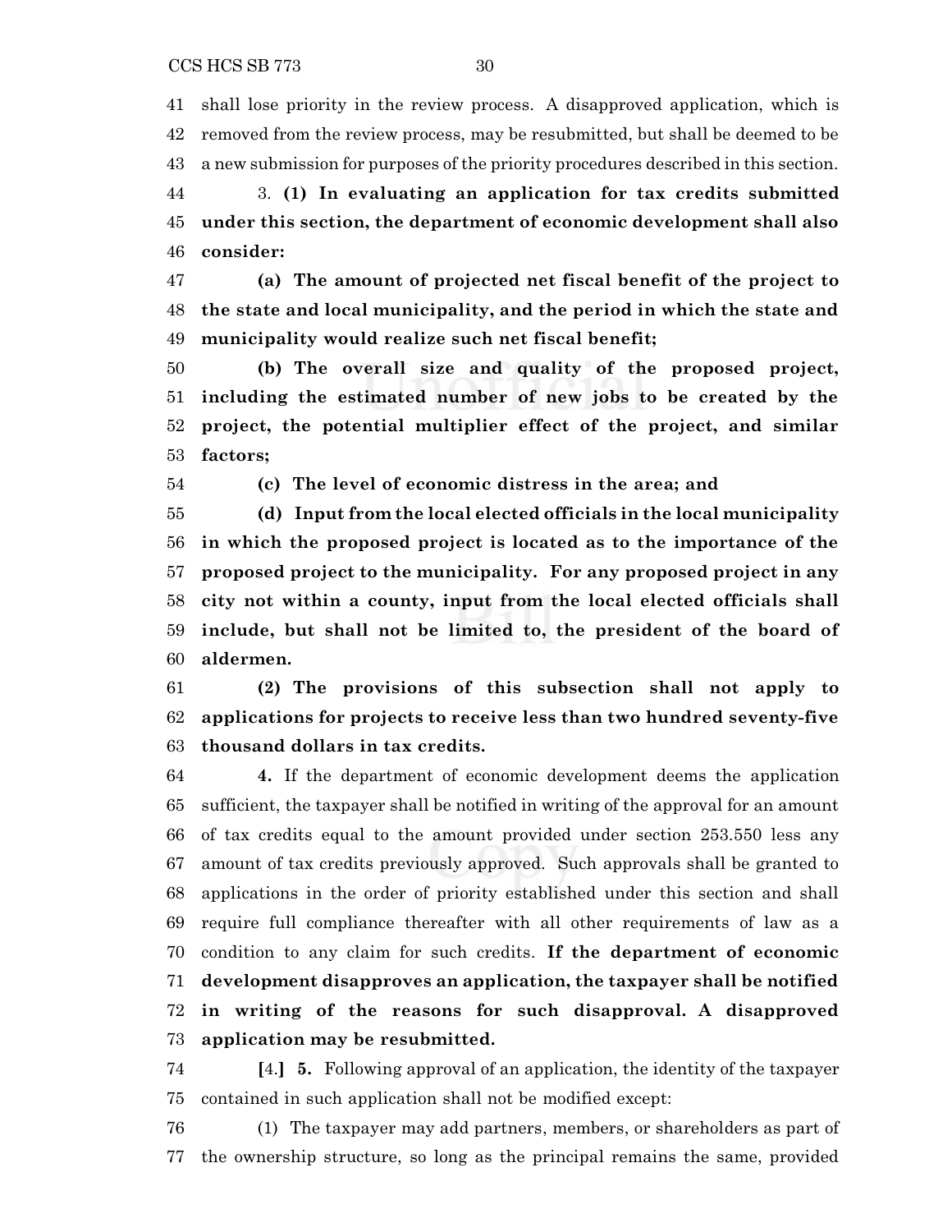shall lose priority in the review process. A disapproved application, which is removed from the review process, may be resubmitted, but shall be deemed to be a new submission for purposes of the priority procedures described in this section.

3. **(1) In evaluating an application for tax credits submitted under this section, the department of economic development shall also consider:**

**(a) The amount of projected net fiscal benefit of the project to the state and local municipality, and the period in which the state and municipality would realize such net fiscal benefit;**

**(b) The overall size and quality of the proposed project, including the estimated number of new jobs to be created by the project, the potential multiplier effect of the project, and similar factors;**

**(c) The level of economic distress in the area; and**

**(d) Input from the local elected officials in the local municipality in which the proposed project is located as to the importance of the proposed project to the municipality. For any proposed project in any city not within a county, input from the local elected officials shall include, but shall not be limited to, the president of the board of aldermen.**

**(2) The provisions of this subsection shall not apply to applications for projects to receive less than two hundred seventy-five thousand dollars in tax credits.**

**4.** If the department of economic development deems the application sufficient, the taxpayer shall be notified in writing of the approval for an amount of tax credits equal to the amount provided under section 253.550 less any amount of tax credits previously approved. Such approvals shall be granted to applications in the order of priority established under this section and shall require full compliance thereafter with all other requirements of law as a condition to any claim for such credits. **If the department of economic development disapproves an application, the taxpayer shall be notified in writing of the reasons for such disapproval. A disapproved application may be resubmitted.**

**[**4.**] 5.** Following approval of an application, the identity of the taxpayer contained in such application shall not be modified except:

(1) The taxpayer may add partners, members, or shareholders as part of the ownership structure, so long as the principal remains the same, provided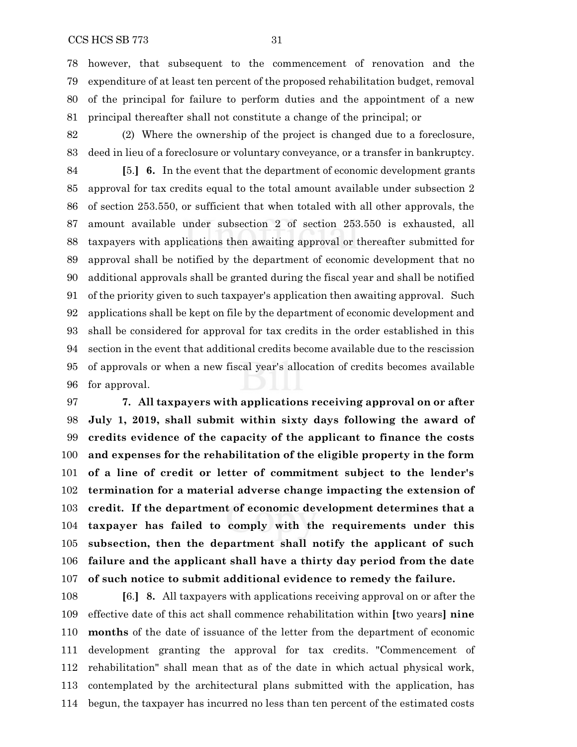however, that subsequent to the commencement of renovation and the expenditure of at least ten percent of the proposed rehabilitation budget, removal of the principal for failure to perform duties and the appointment of a new principal thereafter shall not constitute a change of the principal; or

(2) Where the ownership of the project is changed due to a foreclosure, deed in lieu of a foreclosure or voluntary conveyance, or a transfer in bankruptcy.

[5.] **6.** In the event that the department of economic development grants approval for tax credits equal to the total amount available under subsection 2 of section 253.550, or sufficient that when totaled with all other approvals, the amount available under subsection 2 of section 253.550 is exhausted, all taxpayers with applications then awaiting approval or thereafter submitted for approval shall be notified by the department of economic development that no additional approvals shall be granted during the fiscal year and shall be notified of the priority given to such taxpayer's application then awaiting approval. Such applications shall be kept on file by the department of economic development and shall be considered for approval for tax credits in the order established in this section in the event that additional credits become available due to the rescission of approvals or when a new fiscal year's allocation of credits becomes available for approval.

**7. All taxpayers with applications receiving approval on or after July 1, 2019, shall submit within sixty days following the award of credits evidence of the capacity of the applicant to finance the costs and expenses for the rehabilitation of the eligible property in the form of a line of credit or letter of commitment subject to the lender's termination for a material adverse change impacting the extension of credit. If the department of economic development determines that a taxpayer has failed to comply with the requirements under this subsection, then the department shall notify the applicant of such failure and the applicant shall have a thirty day period from the date of such notice to submit additional evidence to remedy the failure.**

[6.] **8.** All taxpayers with applications receiving approval on or after the effective date of this act shall commence rehabilitation within [two years] **nine months** of the date of issuance of the letter from the department of economic development granting the approval for tax credits. "Commencement of rehabilitation" shall mean that as of the date in which actual physical work, contemplated by the architectural plans submitted with the application, has begun, the taxpayer has incurred no less than ten percent of the estimated costs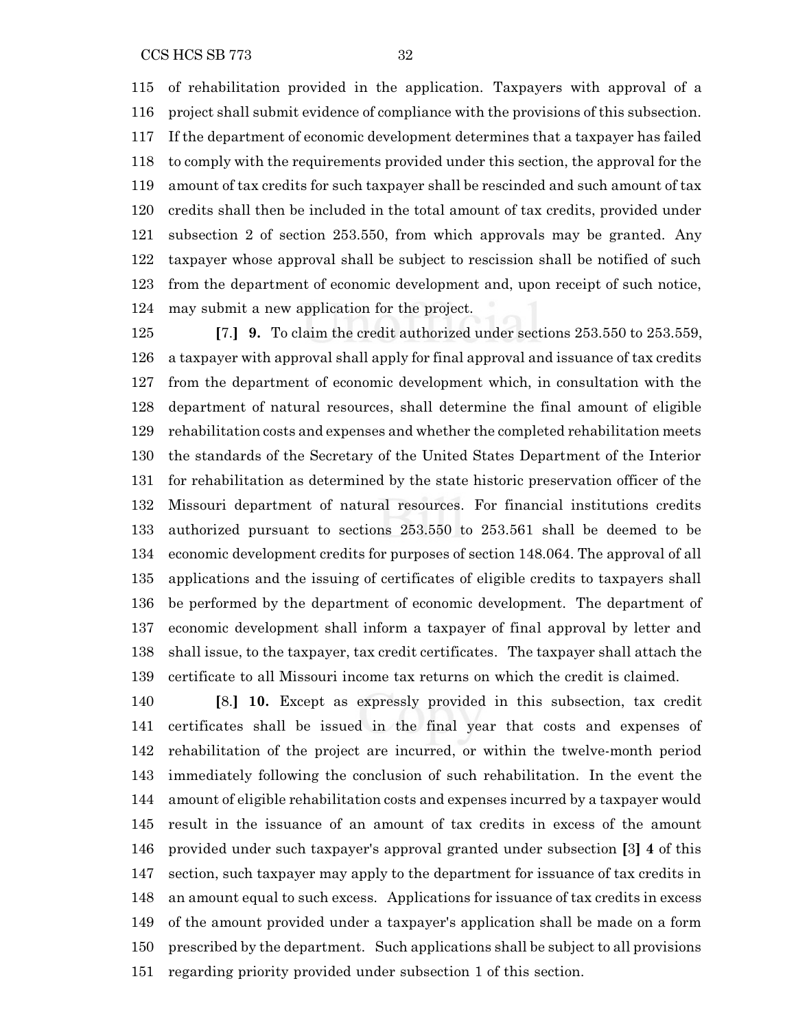of rehabilitation provided in the application. Taxpayers with approval of a project shall submit evidence of compliance with the provisions of this subsection. If the department of economic development determines that a taxpayer has failed to comply with the requirements provided under this section, the approval for the amount of tax credits for such taxpayer shall be rescinded and such amount of tax credits shall then be included in the total amount of tax credits, provided under subsection 2 of section 253.550, from which approvals may be granted. Any taxpayer whose approval shall be subject to rescission shall be notified of such from the department of economic development and, upon receipt of such notice, may submit a new application for the project.

**[**7.**] 9.** To claim the credit authorized under sections 253.550 to 253.559, a taxpayer with approval shall apply for final approval and issuance of tax credits from the department of economic development which, in consultation with the department of natural resources, shall determine the final amount of eligible rehabilitation costs and expenses and whether the completed rehabilitation meets the standards of the Secretary of the United States Department of the Interior for rehabilitation as determined by the state historic preservation officer of the Missouri department of natural resources. For financial institutions credits authorized pursuant to sections 253.550 to 253.561 shall be deemed to be economic development credits for purposes of section 148.064. The approval of all applications and the issuing of certificates of eligible credits to taxpayers shall be performed by the department of economic development. The department of economic development shall inform a taxpayer of final approval by letter and shall issue, to the taxpayer, tax credit certificates. The taxpayer shall attach the certificate to all Missouri income tax returns on which the credit is claimed.

**[**8.**] 10.** Except as expressly provided in this subsection, tax credit certificates shall be issued in the final year that costs and expenses of rehabilitation of the project are incurred, or within the twelve-month period immediately following the conclusion of such rehabilitation. In the event the amount of eligible rehabilitation costs and expenses incurred by a taxpayer would result in the issuance of an amount of tax credits in excess of the amount provided under such taxpayer's approval granted under subsection **[**3**] 4** of this section, such taxpayer may apply to the department for issuance of tax credits in an amount equal to such excess. Applications for issuance of tax credits in excess of the amount provided under a taxpayer's application shall be made on a form prescribed by the department. Such applications shall be subject to all provisions regarding priority provided under subsection 1 of this section.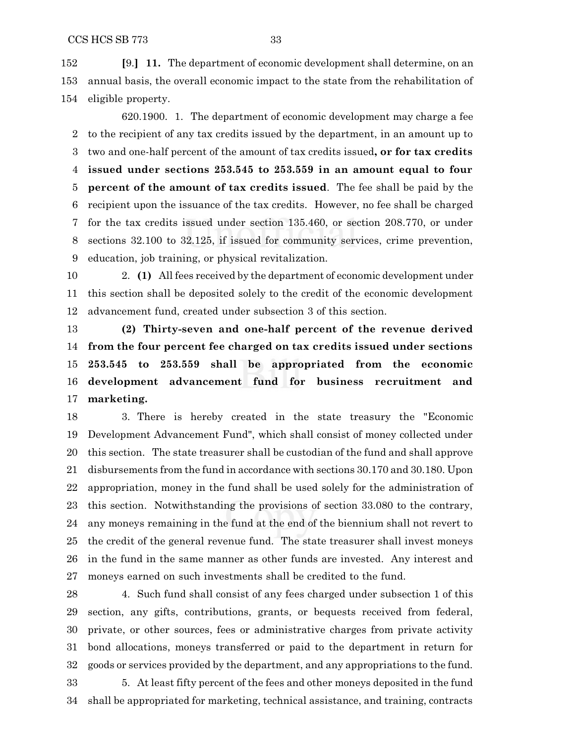[9.] **11.** The department of economic development shall determine, on an annual basis, the overall economic impact to the state from the rehabilitation of eligible property.

620.1900. 1. The department of economic development may charge a fee to the recipient of any tax credits issued by the department, in an amount up to two and one-half percent of the amount of tax credits issued**, or for tax credits issued under sections 253.545 to 253.559 in an amount equal to four percent of the amount of tax credits issued**. The fee shall be paid by the recipient upon the issuance of the tax credits. However, no fee shall be charged for the tax credits issued under section 135.460, or section 208.770, or under sections 32.100 to 32.125, if issued for community services, crime prevention, education, job training, or physical revitalization.

2. **(1)** All fees received by the department of economic development under this section shall be deposited solely to the credit of the economic development advancement fund, created under subsection 3 of this section.

**(2) Thirty-seven and one-half percent of the revenue derived from the four percent fee charged on tax credits issued under sections 253.545 to 253.559 shall be appropriated from the economic development advancement fund for business recruitment and marketing.**

3. There is hereby created in the state treasury the "Economic Development Advancement Fund", which shall consist of money collected under this section. The state treasurer shall be custodian of the fund and shall approve disbursements from the fund in accordance with sections 30.170 and 30.180. Upon appropriation, money in the fund shall be used solely for the administration of this section. Notwithstanding the provisions of section 33.080 to the contrary, any moneys remaining in the fund at the end of the biennium shall not revert to the credit of the general revenue fund. The state treasurer shall invest moneys in the fund in the same manner as other funds are invested. Any interest and moneys earned on such investments shall be credited to the fund.

4. Such fund shall consist of any fees charged under subsection 1 of this section, any gifts, contributions, grants, or bequests received from federal, private, or other sources, fees or administrative charges from private activity bond allocations, moneys transferred or paid to the department in return for goods or services provided by the department, and any appropriations to the fund.

5. At least fifty percent of the fees and other moneys deposited in the fund shall be appropriated for marketing, technical assistance, and training, contracts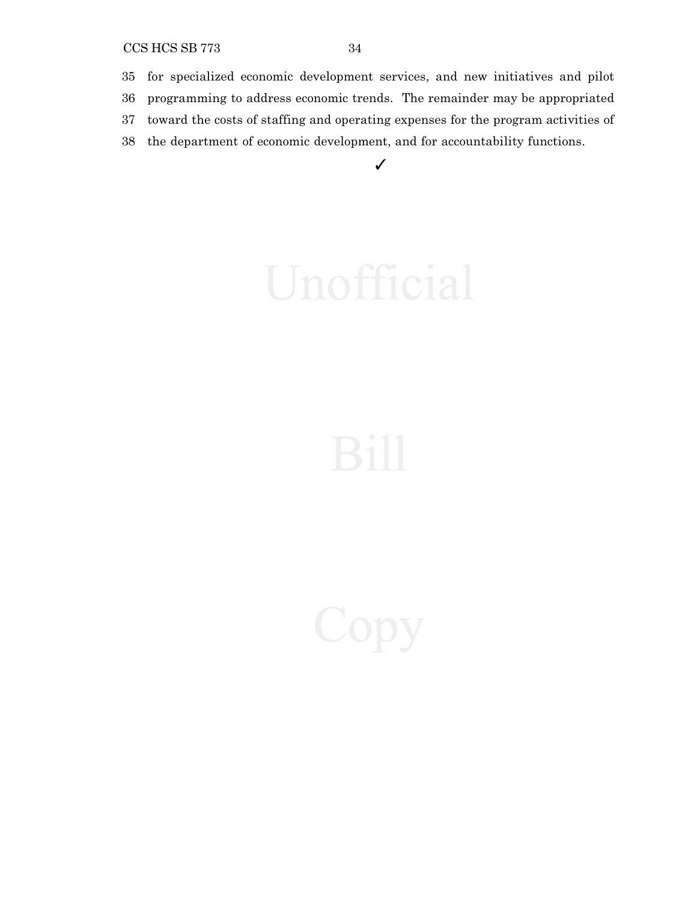35 for specialized economic development services, and new initiatives and pilot
36 programming to address economic trends. The remainder may be appropriated
37 toward the costs of staffing and operating expenses for the program activities of
38 the department of economic development, and for accountability functions.

✓